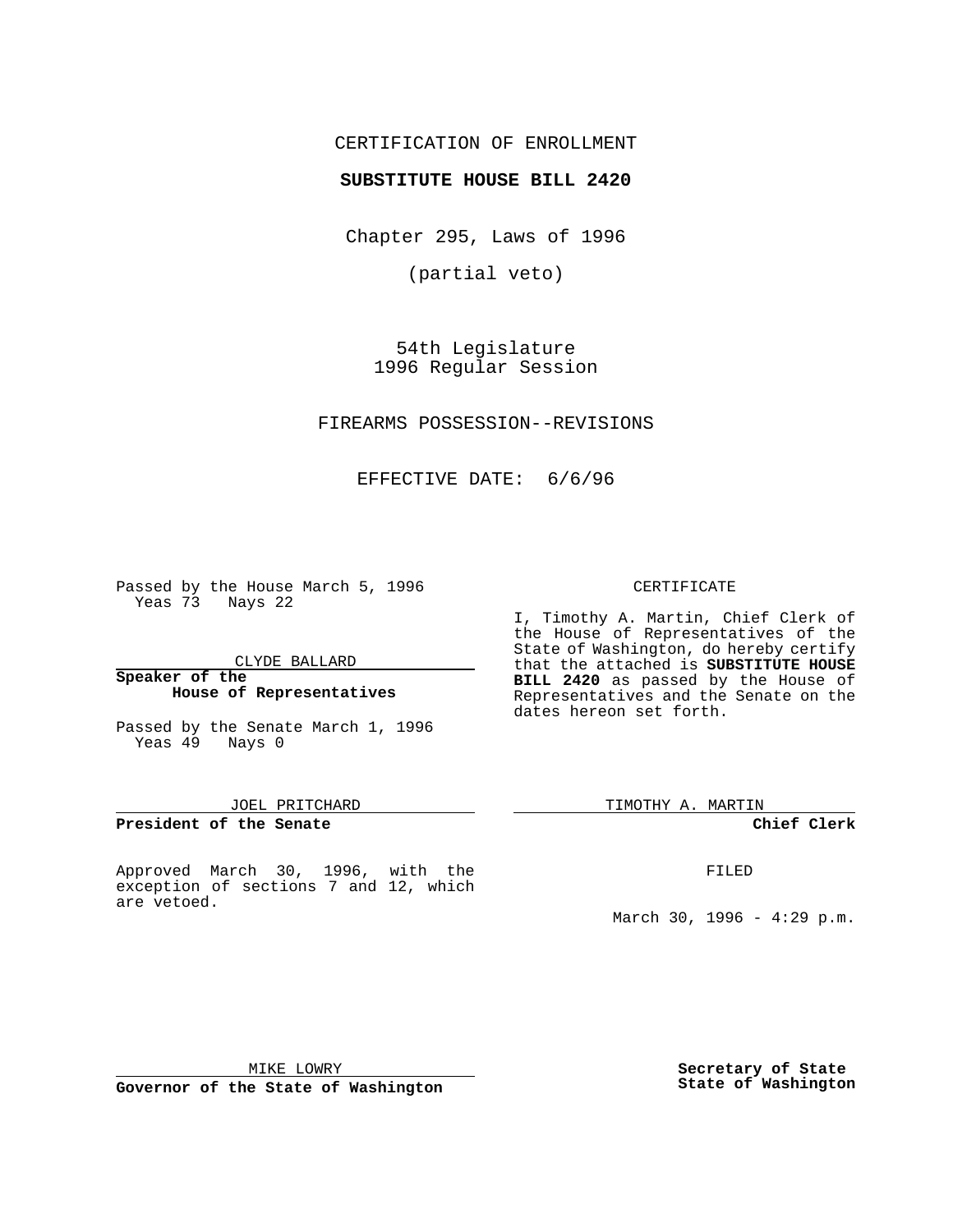CERTIFICATION OF ENROLLMENT

**SUBSTITUTE HOUSE BILL 2420**

Chapter 295, Laws of 1996

(partial veto)

54th Legislature
1996 Regular Session

FIREARMS POSSESSION--REVISIONS

EFFECTIVE DATE: 6/6/96

Passed by the House March 5, 1996
Yeas 73 Nays 22

CLYDE BALLARD

**Speaker of the House of Representatives**

Passed by the Senate March 1, 1996
Yeas 49 Nays 0

JOEL PRITCHARD

**President of the Senate**

Approved March 30, 1996, with the exception of sections 7 and 12, which are vetoed.

MIKE LOWRY

**Governor of the State of Washington**

CERTIFICATE

I, Timothy A. Martin, Chief Clerk of the House of Representatives of the State of Washington, do hereby certify that the attached is **SUBSTITUTE HOUSE BILL 2420** as passed by the House of Representatives and the Senate on the dates hereon set forth.

TIMOTHY A. MARTIN

**Chief Clerk**

FILED

March 30, 1996 - 4:29 p.m.

**Secretary of State**
**State of Washington**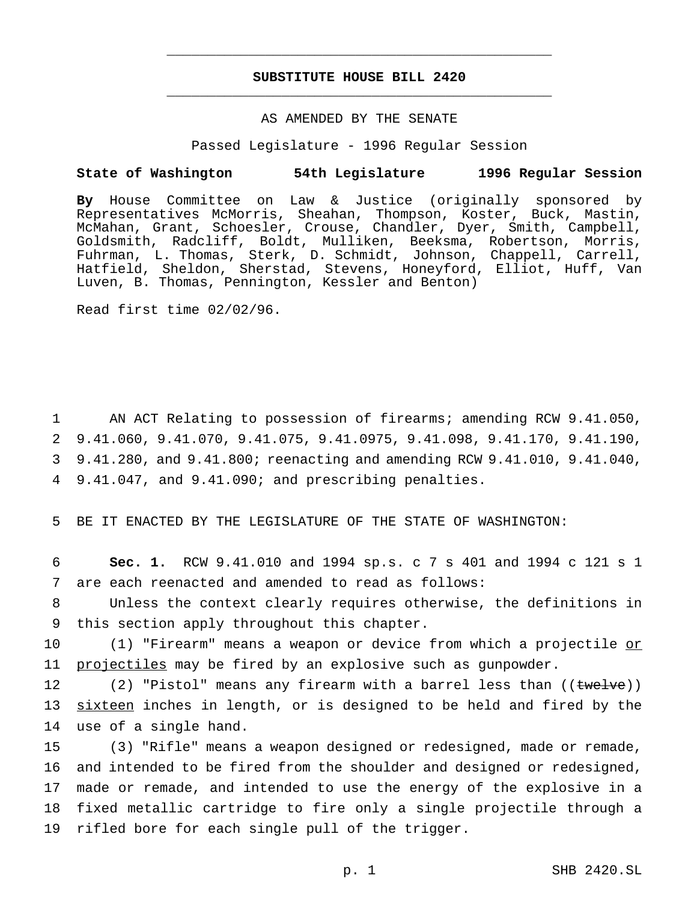# SUBSTITUTE HOUSE BILL 2420

AS AMENDED BY THE SENATE

Passed Legislature - 1996 Regular Session

**State of Washington 54th Legislature 1996 Regular Session**

**By** House Committee on Law & Justice (originally sponsored by Representatives McMorris, Sheahan, Thompson, Koster, Buck, Mastin, McMahan, Grant, Schoesler, Crouse, Chandler, Dyer, Smith, Campbell, Goldsmith, Radcliff, Boldt, Mulliken, Beeksma, Robertson, Morris, Fuhrman, L. Thomas, Sterk, D. Schmidt, Johnson, Chappell, Carrell, Hatfield, Sheldon, Sherstad, Stevens, Honeyford, Elliot, Huff, Van Luven, B. Thomas, Pennington, Kessler and Benton)

Read first time 02/02/96.

1 AN ACT Relating to possession of firearms; amending RCW 9.41.050,
2 9.41.060, 9.41.070, 9.41.075, 9.41.0975, 9.41.098, 9.41.170, 9.41.190,
3 9.41.280, and 9.41.800; reenacting and amending RCW 9.41.010, 9.41.040,
4 9.41.047, and 9.41.090; and prescribing penalties.

5 BE IT ENACTED BY THE LEGISLATURE OF THE STATE OF WASHINGTON:

6 **Sec. 1.** RCW 9.41.010 and 1994 sp.s. c 7 s 401 and 1994 c 121 s 1
7 are each reenacted and amended to read as follows:

8 Unless the context clearly requires otherwise, the definitions in
9 this section apply throughout this chapter.

10 (1) "Firearm" means a weapon or device from which a projectile <u>or</u>
11 <u>projectiles</u> may be fired by an explosive such as gunpowder.

12 (2) "Pistol" means any firearm with a barrel less than ((~~twelve~~))
13 <u>sixteen</u> inches in length, or is designed to be held and fired by the
14 use of a single hand.

15 (3) "Rifle" means a weapon designed or redesigned, made or remade,
16 and intended to be fired from the shoulder and designed or redesigned,
17 made or remade, and intended to use the energy of the explosive in a
18 fixed metallic cartridge to fire only a single projectile through a
19 rifled bore for each single pull of the trigger.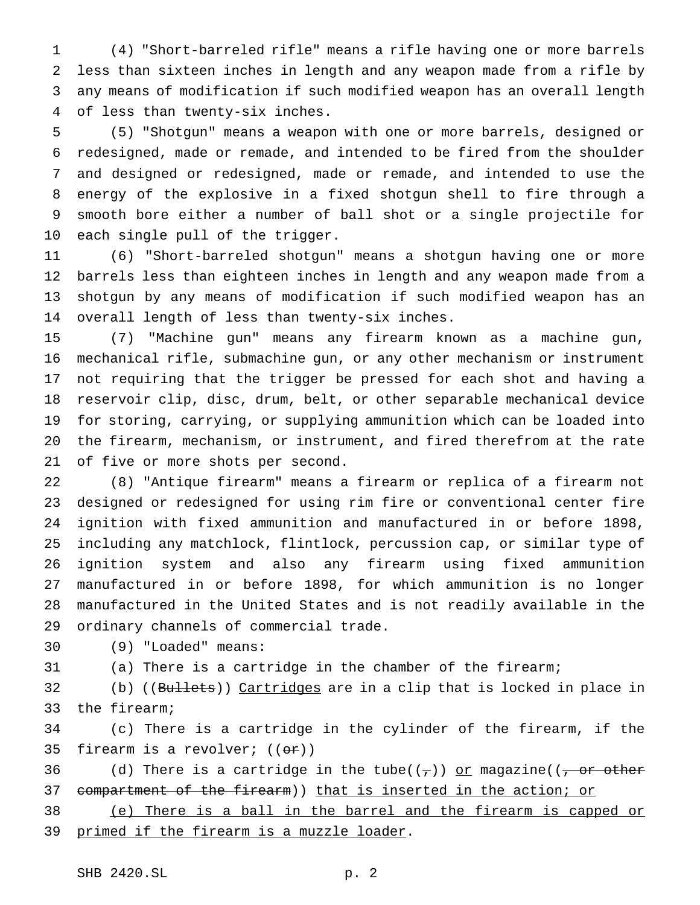(4) "Short-barreled rifle" means a rifle having one or more barrels less than sixteen inches in length and any weapon made from a rifle by any means of modification if such modified weapon has an overall length of less than twenty-six inches.

(5) "Shotgun" means a weapon with one or more barrels, designed or redesigned, made or remade, and intended to be fired from the shoulder and designed or redesigned, made or remade, and intended to use the energy of the explosive in a fixed shotgun shell to fire through a smooth bore either a number of ball shot or a single projectile for each single pull of the trigger.

(6) "Short-barreled shotgun" means a shotgun having one or more barrels less than eighteen inches in length and any weapon made from a shotgun by any means of modification if such modified weapon has an overall length of less than twenty-six inches.

(7) "Machine gun" means any firearm known as a machine gun, mechanical rifle, submachine gun, or any other mechanism or instrument not requiring that the trigger be pressed for each shot and having a reservoir clip, disc, drum, belt, or other separable mechanical device for storing, carrying, or supplying ammunition which can be loaded into the firearm, mechanism, or instrument, and fired therefrom at the rate of five or more shots per second.

(8) "Antique firearm" means a firearm or replica of a firearm not designed or redesigned for using rim fire or conventional center fire ignition with fixed ammunition and manufactured in or before 1898, including any matchlock, flintlock, percussion cap, or similar type of ignition system and also any firearm using fixed ammunition manufactured in or before 1898, for which ammunition is no longer manufactured in the United States and is not readily available in the ordinary channels of commercial trade.

(9) "Loaded" means:

(a) There is a cartridge in the chamber of the firearm;

(b) ((~~Bullets~~)) <u>Cartridges</u> are in a clip that is locked in place in the firearm;

(c) There is a cartridge in the cylinder of the firearm, if the firearm is a revolver; ((~~or~~))

(d) There is a cartridge in the tube((~~,~~)) <u>or</u> magazine((~~, or other compartment of the firearm~~)) <u>that is inserted in the action; or</u>

<u>(e) There is a ball in the barrel and the firearm is capped or primed if the firearm is a muzzle loader</u>.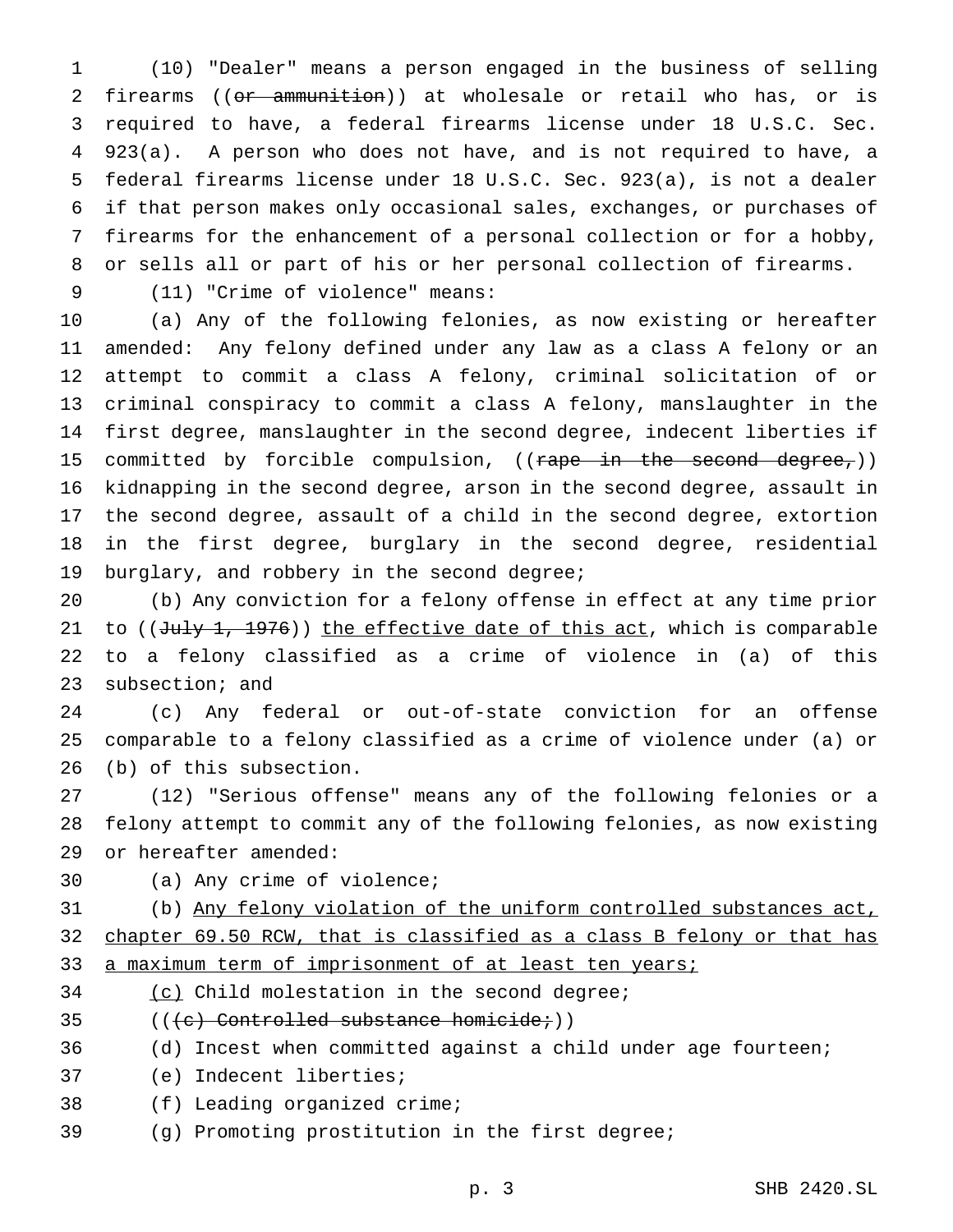(10) "Dealer" means a person engaged in the business of selling firearms ((~~or ammunition~~)) at wholesale or retail who has, or is required to have, a federal firearms license under 18 U.S.C. Sec. 923(a). A person who does not have, and is not required to have, a federal firearms license under 18 U.S.C. Sec. 923(a), is not a dealer if that person makes only occasional sales, exchanges, or purchases of firearms for the enhancement of a personal collection or for a hobby, or sells all or part of his or her personal collection of firearms.

(11) "Crime of violence" means:

(a) Any of the following felonies, as now existing or hereafter amended: Any felony defined under any law as a class A felony or an attempt to commit a class A felony, criminal solicitation of or criminal conspiracy to commit a class A felony, manslaughter in the first degree, manslaughter in the second degree, indecent liberties if committed by forcible compulsion, ((~~rape in the second degree,~~)) kidnapping in the second degree, arson in the second degree, assault in the second degree, assault of a child in the second degree, extortion in the first degree, burglary in the second degree, residential burglary, and robbery in the second degree;

(b) Any conviction for a felony offense in effect at any time prior to ((~~July 1, 1976~~)) <u>the effective date of this act</u>, which is comparable to a felony classified as a crime of violence in (a) of this subsection; and

(c) Any federal or out-of-state conviction for an offense comparable to a felony classified as a crime of violence under (a) or (b) of this subsection.

(12) "Serious offense" means any of the following felonies or a felony attempt to commit any of the following felonies, as now existing or hereafter amended:

(a) Any crime of violence;

(b) <u>Any felony violation of the uniform controlled substances act, chapter 69.50 RCW, that is classified as a class B felony or that has a maximum term of imprisonment of at least ten years;</u>

<u>(c)</u> Child molestation in the second degree;

((~~(c) Controlled substance homicide;~~))

(d) Incest when committed against a child under age fourteen;

(e) Indecent liberties;

(f) Leading organized crime;

(g) Promoting prostitution in the first degree;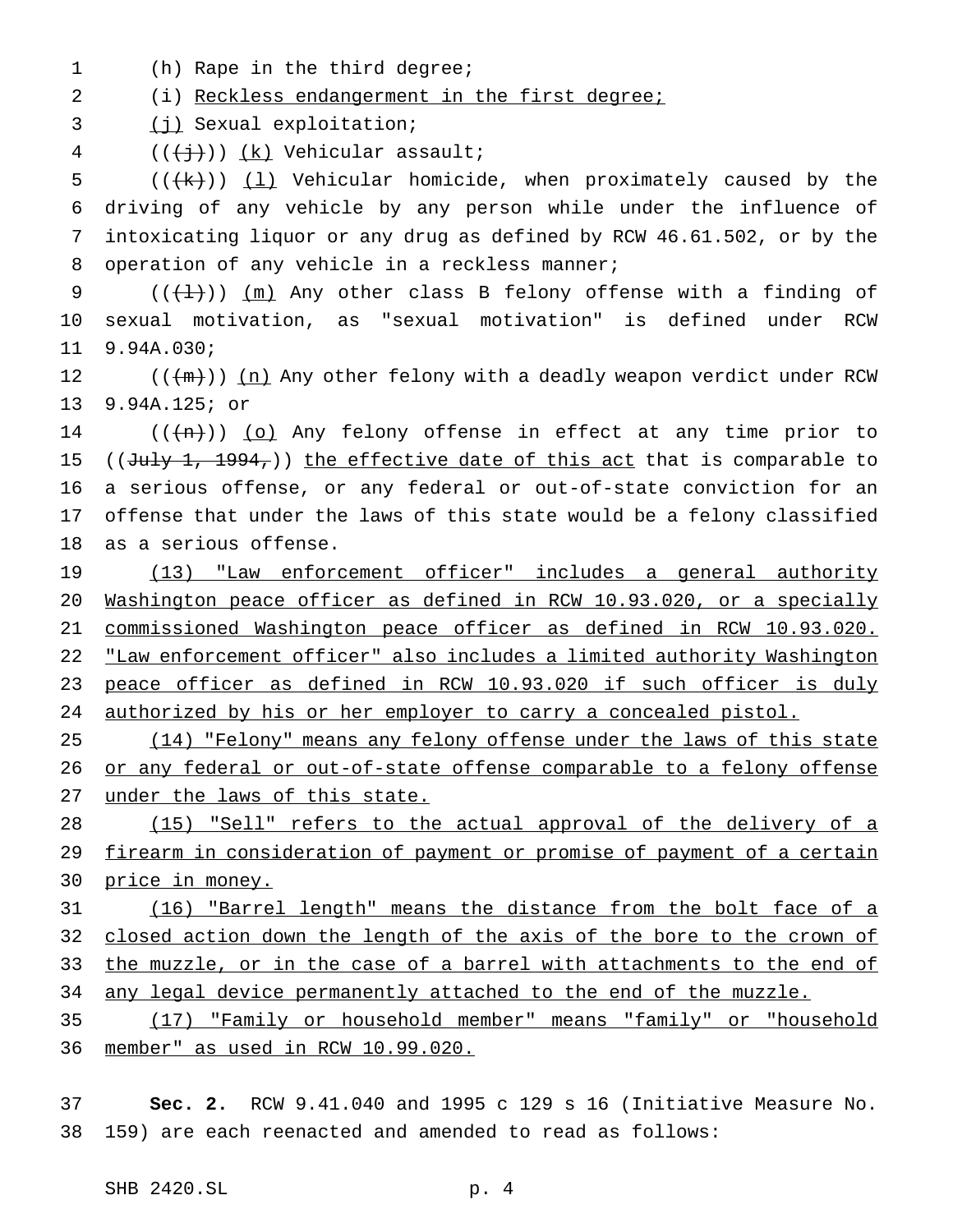(h) Rape in the third degree;

(i) Reckless endangerment in the first degree;

(j) Sexual exploitation;

(((j))) (k) Vehicular assault;

(((k))) (l) Vehicular homicide, when proximately caused by the driving of any vehicle by any person while under the influence of intoxicating liquor or any drug as defined by RCW 46.61.502, or by the operation of any vehicle in a reckless manner;

(((l))) (m) Any other class B felony offense with a finding of sexual motivation, as "sexual motivation" is defined under RCW 9.94A.030;

(((m))) (n) Any other felony with a deadly weapon verdict under RCW 9.94A.125; or

(((n))) (o) Any felony offense in effect at any time prior to ((July 1, 1994,)) the effective date of this act that is comparable to a serious offense, or any federal or out-of-state conviction for an offense that under the laws of this state would be a felony classified as a serious offense.

(13) "Law enforcement officer" includes a general authority Washington peace officer as defined in RCW 10.93.020, or a specially commissioned Washington peace officer as defined in RCW 10.93.020. "Law enforcement officer" also includes a limited authority Washington peace officer as defined in RCW 10.93.020 if such officer is duly authorized by his or her employer to carry a concealed pistol.

(14) "Felony" means any felony offense under the laws of this state or any federal or out-of-state offense comparable to a felony offense under the laws of this state.

(15) "Sell" refers to the actual approval of the delivery of a firearm in consideration of payment or promise of payment of a certain price in money.

(16) "Barrel length" means the distance from the bolt face of a closed action down the length of the axis of the bore to the crown of the muzzle, or in the case of a barrel with attachments to the end of any legal device permanently attached to the end of the muzzle.

(17) "Family or household member" means "family" or "household member" as used in RCW 10.99.020.

**Sec. 2.** RCW 9.41.040 and 1995 c 129 s 16 (Initiative Measure No. 159) are each reenacted and amended to read as follows: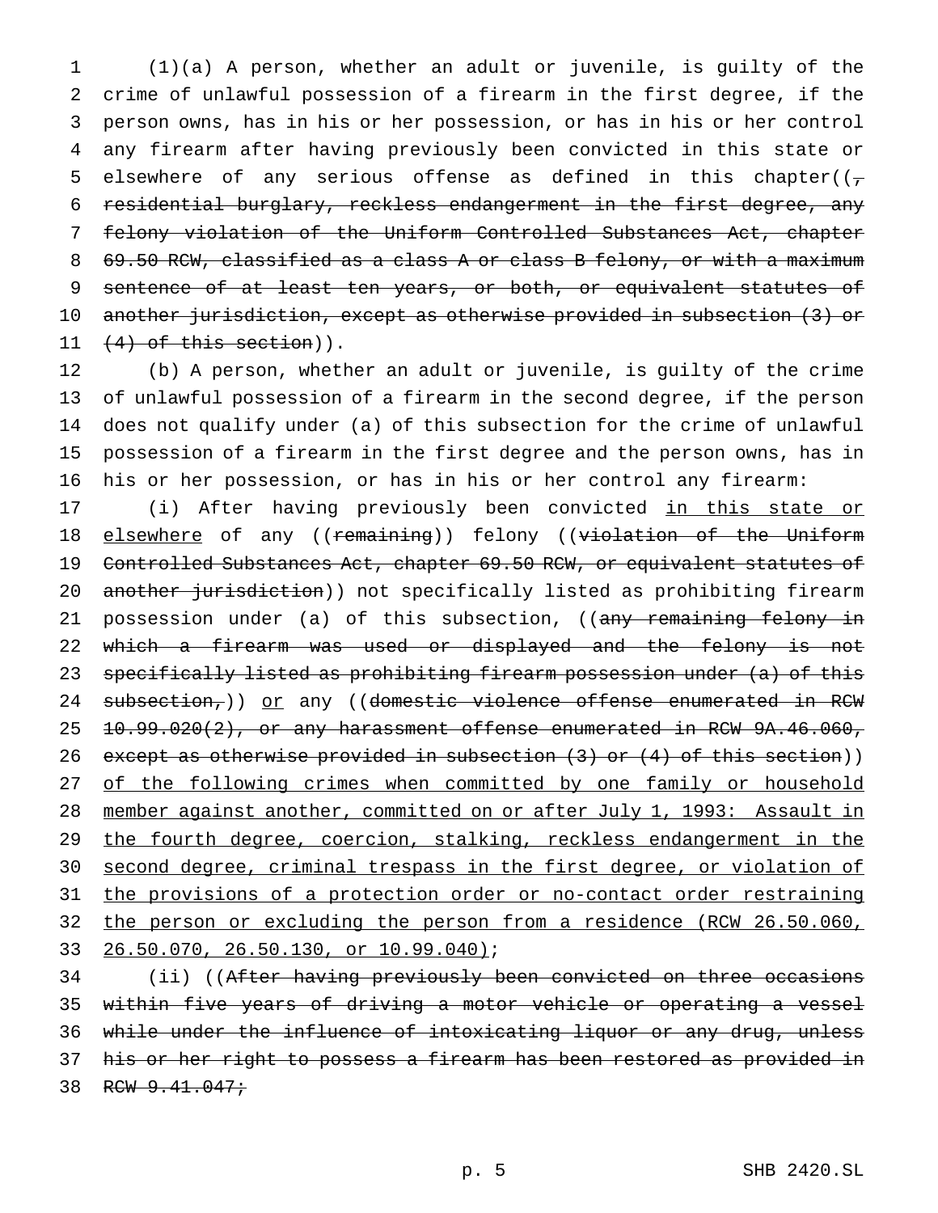(1)(a) A person, whether an adult or juvenile, is guilty of the crime of unlawful possession of a firearm in the first degree, if the person owns, has in his or her possession, or has in his or her control any firearm after having previously been convicted in this state or elsewhere of any serious offense as defined in this chapter((~~, residential burglary, reckless endangerment in the first degree, any felony violation of the Uniform Controlled Substances Act, chapter 69.50 RCW, classified as a class A or class B felony, or with a maximum sentence of at least ten years, or both, or equivalent statutes of another jurisdiction, except as otherwise provided in subsection (3) or (4) of this section~~)).

(b) A person, whether an adult or juvenile, is guilty of the crime of unlawful possession of a firearm in the second degree, if the person does not qualify under (a) of this subsection for the crime of unlawful possession of a firearm in the first degree and the person owns, has in his or her possession, or has in his or her control any firearm:

(i) After having previously been convicted <u>in this state or elsewhere</u> of any ((~~remaining~~)) felony ((~~violation of the Uniform Controlled Substances Act, chapter 69.50 RCW, or equivalent statutes of another jurisdiction~~)) not specifically listed as prohibiting firearm possession under (a) of this subsection, ((~~any remaining felony in which a firearm was used or displayed and the felony is not specifically listed as prohibiting firearm possession under (a) of this subsection,~~)) <u>or</u> any ((~~domestic violence offense enumerated in RCW 10.99.020(2), or any harassment offense enumerated in RCW 9A.46.060, except as otherwise provided in subsection (3) or (4) of this section~~)) <u>of the following crimes when committed by one family or household member against another, committed on or after July 1, 1993: Assault in the fourth degree, coercion, stalking, reckless endangerment in the second degree, criminal trespass in the first degree, or violation of the provisions of a protection order or no-contact order restraining the person or excluding the person from a residence (RCW 26.50.060, 26.50.070, 26.50.130, or 10.99.040)</u>;

(ii) ((~~After having previously been convicted on three occasions within five years of driving a motor vehicle or operating a vessel while under the influence of intoxicating liquor or any drug, unless his or her right to possess a firearm has been restored as provided in RCW 9.41.047;~~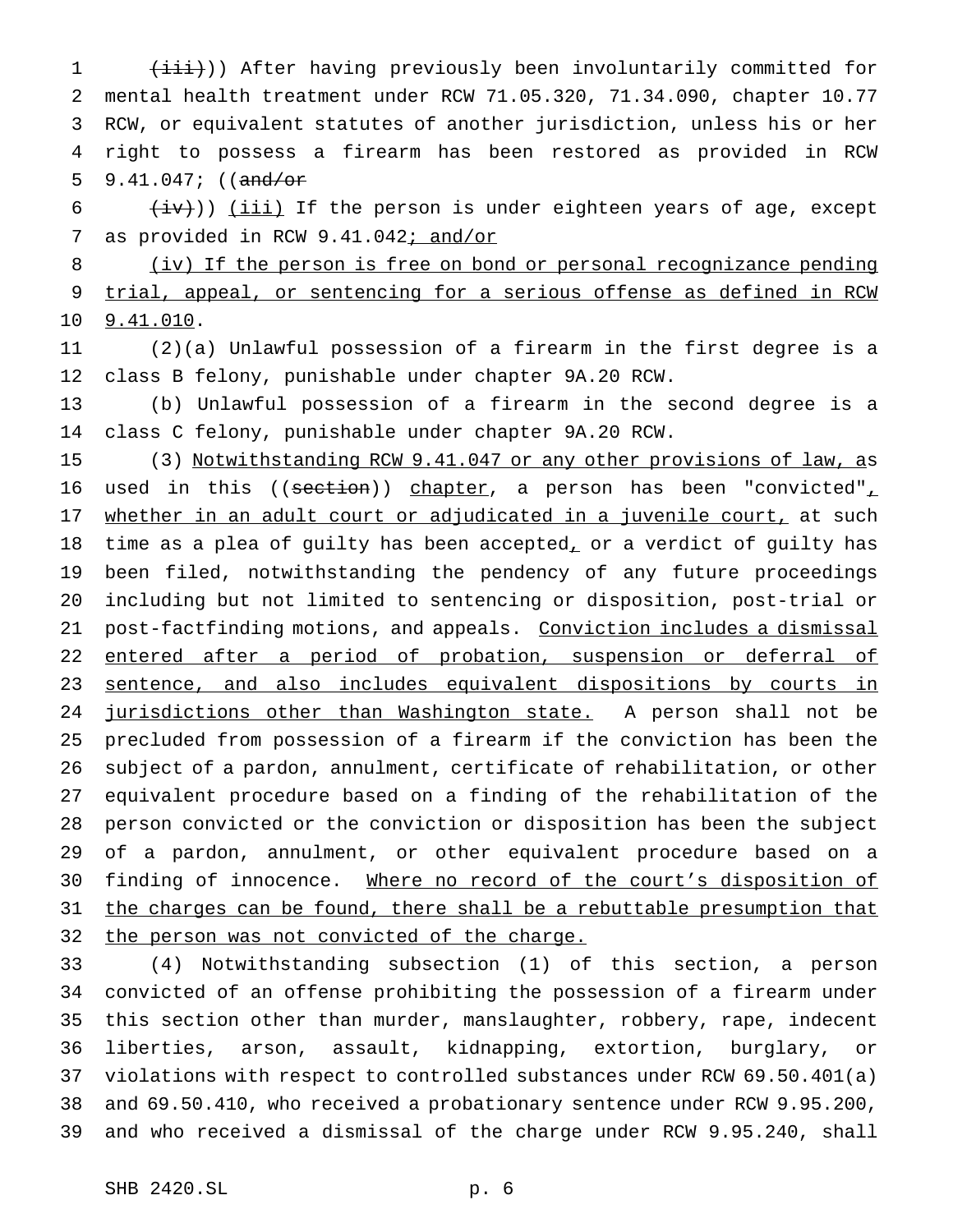((~~(iii)~~)) After having previously been involuntarily committed for mental health treatment under RCW 71.05.320, 71.34.090, chapter 10.77 RCW, or equivalent statutes of another jurisdiction, unless his or her right to possess a firearm has been restored as provided in RCW 9.41.047; ((~~and/or~~

~~(iv)~~)) <u>(iii)</u> If the person is under eighteen years of age, except as provided in RCW 9.41.042<u>; and/or</u>

<u>(iv) If the person is free on bond or personal recognizance pending trial, appeal, or sentencing for a serious offense as defined in RCW 9.41.010</u>.

(2)(a) Unlawful possession of a firearm in the first degree is a class B felony, punishable under chapter 9A.20 RCW.

(b) Unlawful possession of a firearm in the second degree is a class C felony, punishable under chapter 9A.20 RCW.

(3) <u>Notwithstanding RCW 9.41.047 or any other provisions of law, a</u>s used in this ((~~section~~)) <u>chapter</u>, a person has been "convicted"<u>, whether in an adult court or adjudicated in a juvenile court,</u> at such time as a plea of guilty has been accepted<u>,</u> or a verdict of guilty has been filed, notwithstanding the pendency of any future proceedings including but not limited to sentencing or disposition, post-trial or post-factfinding motions, and appeals. <u>Conviction includes a dismissal entered after a period of probation, suspension or deferral of sentence, and also includes equivalent dispositions by courts in jurisdictions other than Washington state.</u> A person shall not be precluded from possession of a firearm if the conviction has been the subject of a pardon, annulment, certificate of rehabilitation, or other equivalent procedure based on a finding of the rehabilitation of the person convicted or the conviction or disposition has been the subject of a pardon, annulment, or other equivalent procedure based on a finding of innocence. <u>Where no record of the court's disposition of the charges can be found, there shall be a rebuttable presumption that the person was not convicted of the charge.</u>

(4) Notwithstanding subsection (1) of this section, a person convicted of an offense prohibiting the possession of a firearm under this section other than murder, manslaughter, robbery, rape, indecent liberties, arson, assault, kidnapping, extortion, burglary, or violations with respect to controlled substances under RCW 69.50.401(a) and 69.50.410, who received a probationary sentence under RCW 9.95.200, and who received a dismissal of the charge under RCW 9.95.240, shall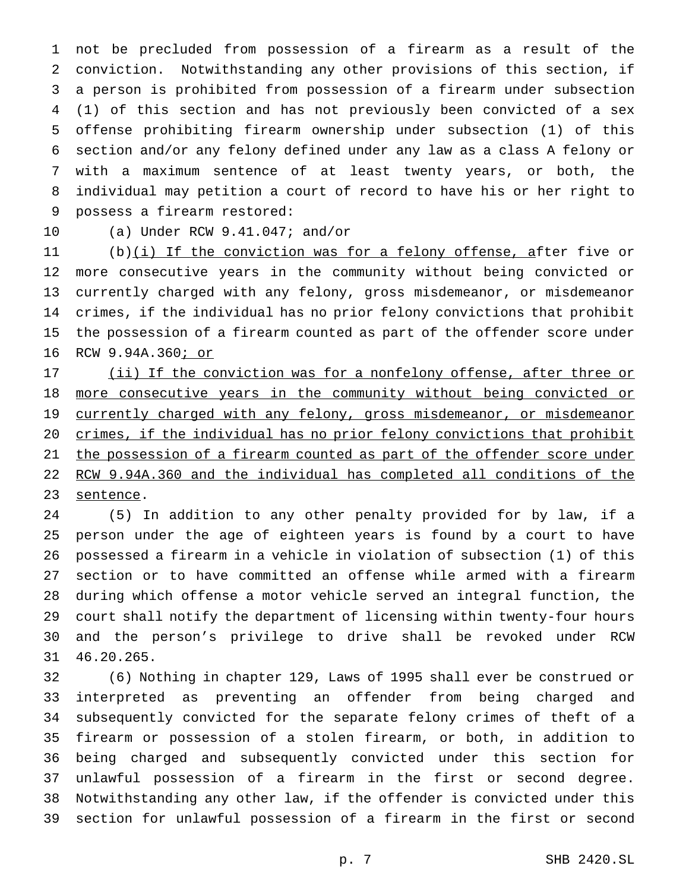not be precluded from possession of a firearm as a result of the conviction. Notwithstanding any other provisions of this section, if a person is prohibited from possession of a firearm under subsection (1) of this section and has not previously been convicted of a sex offense prohibiting firearm ownership under subsection (1) of this section and/or any felony defined under any law as a class A felony or with a maximum sentence of at least twenty years, or both, the individual may petition a court of record to have his or her right to possess a firearm restored:

(a) Under RCW 9.41.047; and/or

(b)(i) If the conviction was for a felony offense, after five or more consecutive years in the community without being convicted or currently charged with any felony, gross misdemeanor, or misdemeanor crimes, if the individual has no prior felony convictions that prohibit the possession of a firearm counted as part of the offender score under RCW 9.94A.360; or

(ii) If the conviction was for a nonfelony offense, after three or more consecutive years in the community without being convicted or currently charged with any felony, gross misdemeanor, or misdemeanor crimes, if the individual has no prior felony convictions that prohibit the possession of a firearm counted as part of the offender score under RCW 9.94A.360 and the individual has completed all conditions of the sentence.

(5) In addition to any other penalty provided for by law, if a person under the age of eighteen years is found by a court to have possessed a firearm in a vehicle in violation of subsection (1) of this section or to have committed an offense while armed with a firearm during which offense a motor vehicle served an integral function, the court shall notify the department of licensing within twenty-four hours and the person's privilege to drive shall be revoked under RCW 46.20.265.

(6) Nothing in chapter 129, Laws of 1995 shall ever be construed or interpreted as preventing an offender from being charged and subsequently convicted for the separate felony crimes of theft of a firearm or possession of a stolen firearm, or both, in addition to being charged and subsequently convicted under this section for unlawful possession of a firearm in the first or second degree. Notwithstanding any other law, if the offender is convicted under this section for unlawful possession of a firearm in the first or second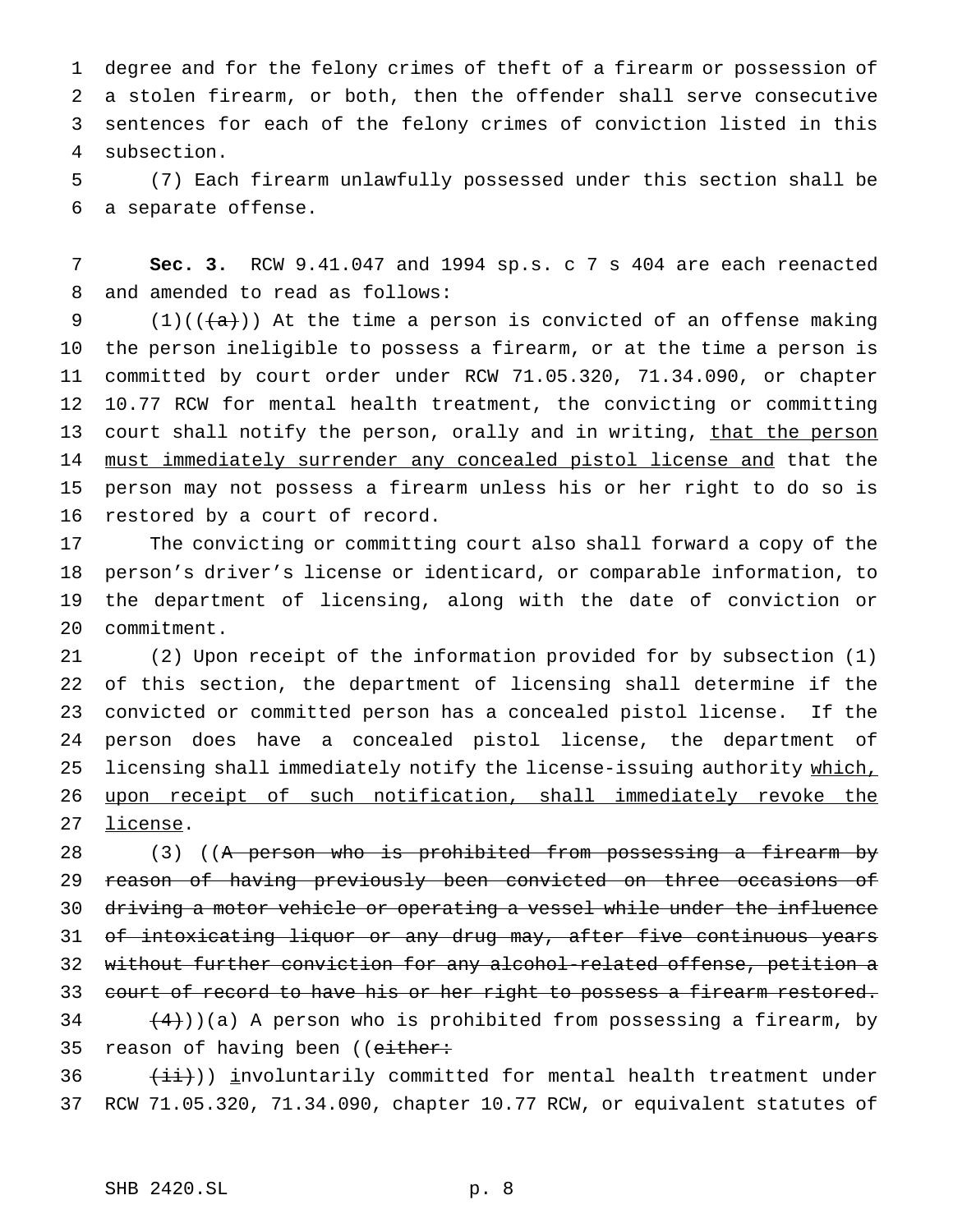degree and for the felony crimes of theft of a firearm or possession of a stolen firearm, or both, then the offender shall serve consecutive sentences for each of the felony crimes of conviction listed in this subsection.

(7) Each firearm unlawfully possessed under this section shall be a separate offense.

**Sec. 3.** RCW 9.41.047 and 1994 sp.s. c 7 s 404 are each reenacted and amended to read as follows:

(1)((~~(a)~~)) At the time a person is convicted of an offense making the person ineligible to possess a firearm, or at the time a person is committed by court order under RCW 71.05.320, 71.34.090, or chapter 10.77 RCW for mental health treatment, the convicting or committing court shall notify the person, orally and in writing, <u>that the person must immediately surrender any concealed pistol license and</u> that the person may not possess a firearm unless his or her right to do so is restored by a court of record.

The convicting or committing court also shall forward a copy of the person's driver's license or identicard, or comparable information, to the department of licensing, along with the date of conviction or commitment.

(2) Upon receipt of the information provided for by subsection (1) of this section, the department of licensing shall determine if the convicted or committed person has a concealed pistol license. If the person does have a concealed pistol license, the department of licensing shall immediately notify the license-issuing authority <u>which, upon receipt of such notification, shall immediately revoke the license</u>.

(3) ((~~A person who is prohibited from possessing a firearm by reason of having previously been convicted on three occasions of driving a motor vehicle or operating a vessel while under the influence of intoxicating liquor or any drug may, after five continuous years without further conviction for any alcohol-related offense, petition a court of record to have his or her right to possess a firearm restored.~~

~~(4)~~))(a) A person who is prohibited from possessing a firearm, by reason of having been ((~~either:~~

~~(ii)~~)) <u>i</u>nvoluntarily committed for mental health treatment under RCW 71.05.320, 71.34.090, chapter 10.77 RCW, or equivalent statutes of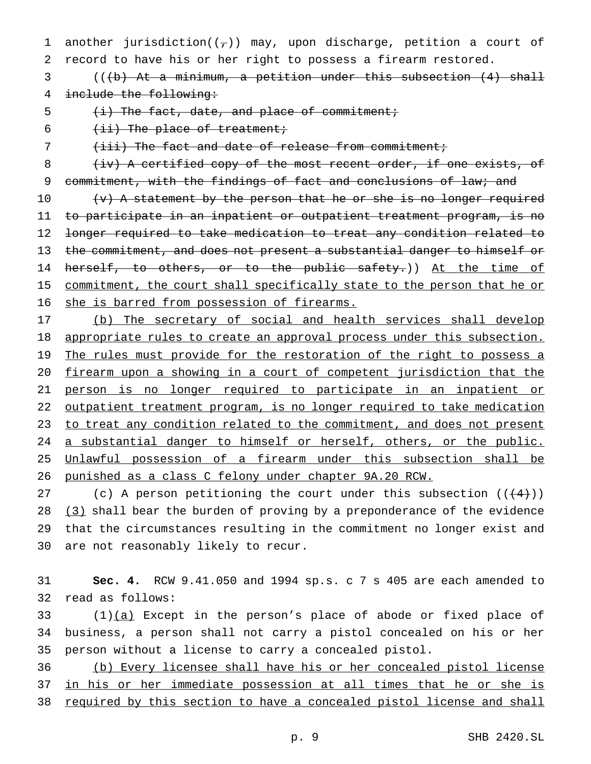another jurisdiction((,)) may, upon discharge, petition a court of record to have his or her right to possess a firearm restored.

(((b) At a minimum, a petition under this subsection (4) shall include the following:

(i) The fact, date, and place of commitment;

(ii) The place of treatment;

(iii) The fact and date of release from commitment;

(iv) A certified copy of the most recent order, if one exists, of commitment, with the findings of fact and conclusions of law; and

(v) A statement by the person that he or she is no longer required to participate in an inpatient or outpatient treatment program, is no longer required to take medication to treat any condition related to the commitment, and does not present a substantial danger to himself or herself, to others, or to the public safety.)) At the time of commitment, the court shall specifically state to the person that he or she is barred from possession of firearms.

(b) The secretary of social and health services shall develop appropriate rules to create an approval process under this subsection. The rules must provide for the restoration of the right to possess a firearm upon a showing in a court of competent jurisdiction that the person is no longer required to participate in an inpatient or outpatient treatment program, is no longer required to take medication to treat any condition related to the commitment, and does not present a substantial danger to himself or herself, others, or the public. Unlawful possession of a firearm under this subsection shall be punished as a class C felony under chapter 9A.20 RCW.

(c) A person petitioning the court under this subsection (((4))) (3) shall bear the burden of proving by a preponderance of the evidence that the circumstances resulting in the commitment no longer exist and are not reasonably likely to recur.

**Sec. 4.** RCW 9.41.050 and 1994 sp.s. c 7 s 405 are each amended to read as follows:

(1)(a) Except in the person's place of abode or fixed place of business, a person shall not carry a pistol concealed on his or her person without a license to carry a concealed pistol.

(b) Every licensee shall have his or her concealed pistol license in his or her immediate possession at all times that he or she is required by this section to have a concealed pistol license and shall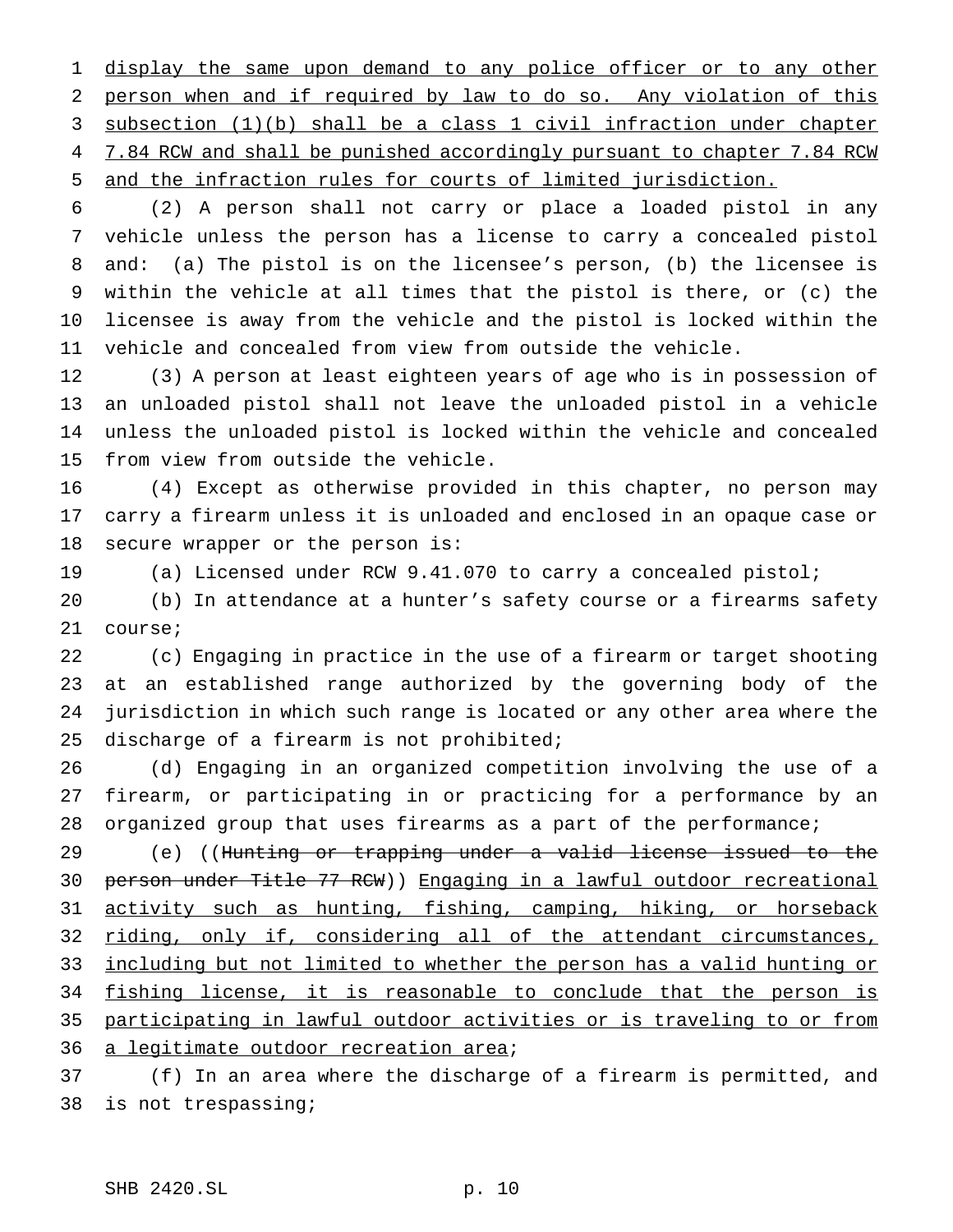display the same upon demand to any police officer or to any other person when and if required by law to do so. Any violation of this subsection (1)(b) shall be a class 1 civil infraction under chapter 7.84 RCW and shall be punished accordingly pursuant to chapter 7.84 RCW and the infraction rules for courts of limited jurisdiction.

(2) A person shall not carry or place a loaded pistol in any vehicle unless the person has a license to carry a concealed pistol and: (a) The pistol is on the licensee's person, (b) the licensee is within the vehicle at all times that the pistol is there, or (c) the licensee is away from the vehicle and the pistol is locked within the vehicle and concealed from view from outside the vehicle.

(3) A person at least eighteen years of age who is in possession of an unloaded pistol shall not leave the unloaded pistol in a vehicle unless the unloaded pistol is locked within the vehicle and concealed from view from outside the vehicle.

(4) Except as otherwise provided in this chapter, no person may carry a firearm unless it is unloaded and enclosed in an opaque case or secure wrapper or the person is:

(a) Licensed under RCW 9.41.070 to carry a concealed pistol;

(b) In attendance at a hunter's safety course or a firearms safety course;

(c) Engaging in practice in the use of a firearm or target shooting at an established range authorized by the governing body of the jurisdiction in which such range is located or any other area where the discharge of a firearm is not prohibited;

(d) Engaging in an organized competition involving the use of a firearm, or participating in or practicing for a performance by an organized group that uses firearms as a part of the performance;

(e) ((~~Hunting or trapping under a valid license issued to the person under Title 77 RCW~~)) Engaging in a lawful outdoor recreational activity such as hunting, fishing, camping, hiking, or horseback riding, only if, considering all of the attendant circumstances, including but not limited to whether the person has a valid hunting or fishing license, it is reasonable to conclude that the person is participating in lawful outdoor activities or is traveling to or from a legitimate outdoor recreation area;

(f) In an area where the discharge of a firearm is permitted, and is not trespassing;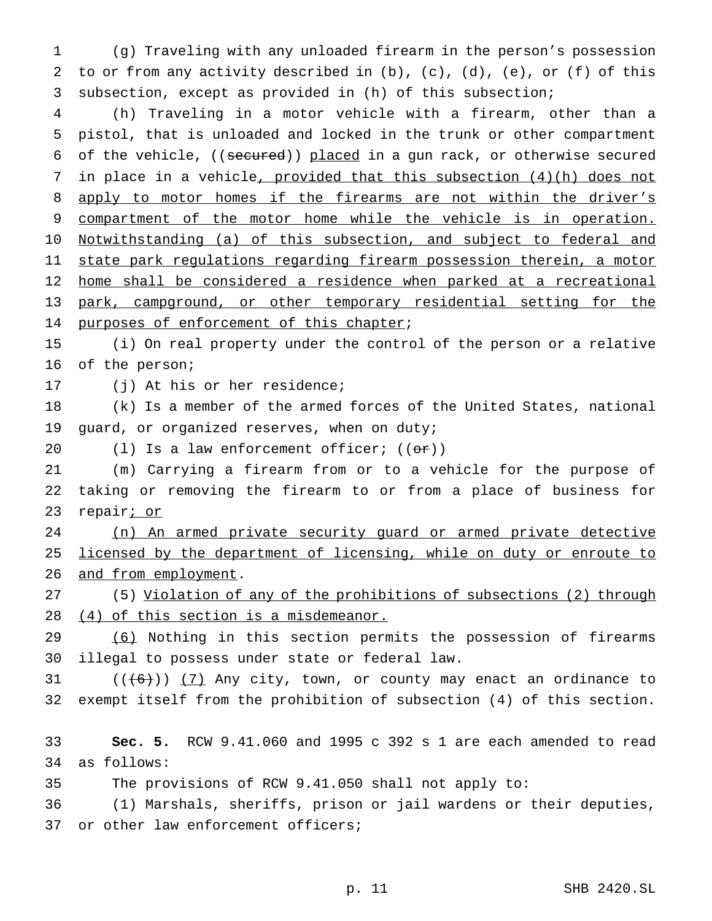(g) Traveling with any unloaded firearm in the person's possession to or from any activity described in (b), (c), (d), (e), or (f) of this subsection, except as provided in (h) of this subsection;

(h) Traveling in a motor vehicle with a firearm, other than a pistol, that is unloaded and locked in the trunk or other compartment of the vehicle, ((~~secured~~)) <u>placed</u> in a gun rack, or otherwise secured in place in a vehicle<u>, provided that this subsection (4)(h) does not apply to motor homes if the firearms are not within the driver's compartment of the motor home while the vehicle is in operation. Notwithstanding (a) of this subsection, and subject to federal and state park regulations regarding firearm possession therein, a motor home shall be considered a residence when parked at a recreational park, campground, or other temporary residential setting for the purposes of enforcement of this chapter</u>;

(i) On real property under the control of the person or a relative of the person;

(j) At his or her residence;

(k) Is a member of the armed forces of the United States, national guard, or organized reserves, when on duty;

(l) Is a law enforcement officer; ((~~or~~))

(m) Carrying a firearm from or to a vehicle for the purpose of taking or removing the firearm to or from a place of business for repair<u>; or</u>

<u>(n) An armed private security guard or armed private detective licensed by the department of licensing, while on duty or enroute to and from employment</u>.

(5) <u>Violation of any of the prohibitions of subsections (2) through (4) of this section is a misdemeanor.</u>

<u>(6)</u> Nothing in this section permits the possession of firearms illegal to possess under state or federal law.

((~~(6)~~)) <u>(7)</u> Any city, town, or county may enact an ordinance to exempt itself from the prohibition of subsection (4) of this section.

**Sec. 5.** RCW 9.41.060 and 1995 c 392 s 1 are each amended to read as follows:

The provisions of RCW 9.41.050 shall not apply to:

(1) Marshals, sheriffs, prison or jail wardens or their deputies, or other law enforcement officers;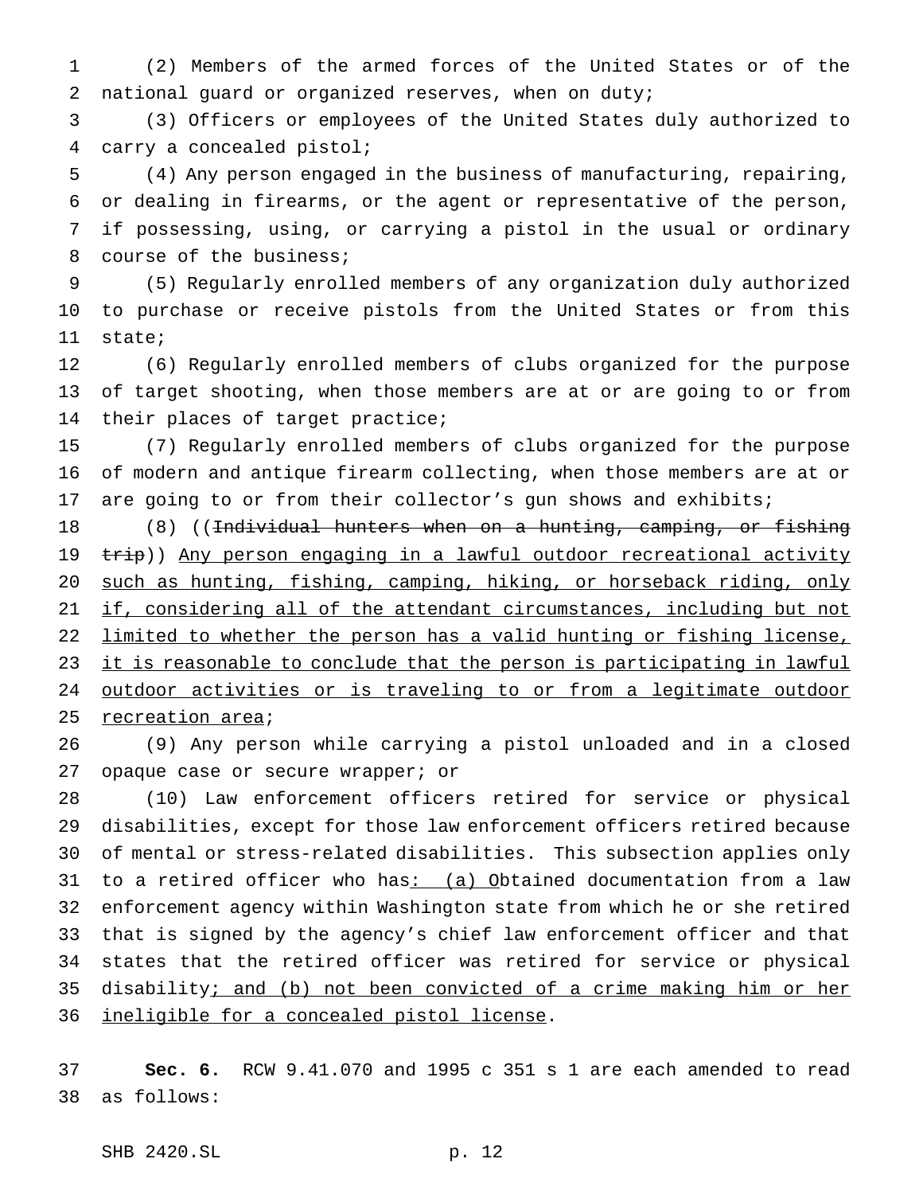(2) Members of the armed forces of the United States or of the national guard or organized reserves, when on duty;

(3) Officers or employees of the United States duly authorized to carry a concealed pistol;

(4) Any person engaged in the business of manufacturing, repairing, or dealing in firearms, or the agent or representative of the person, if possessing, using, or carrying a pistol in the usual or ordinary course of the business;

(5) Regularly enrolled members of any organization duly authorized to purchase or receive pistols from the United States or from this state;

(6) Regularly enrolled members of clubs organized for the purpose of target shooting, when those members are at or are going to or from their places of target practice;

(7) Regularly enrolled members of clubs organized for the purpose of modern and antique firearm collecting, when those members are at or are going to or from their collector's gun shows and exhibits;

(8) ((~~Individual hunters when on a hunting, camping, or fishing trip~~)) <u>Any person engaging in a lawful outdoor recreational activity such as hunting, fishing, camping, hiking, or horseback riding, only if, considering all of the attendant circumstances, including but not limited to whether the person has a valid hunting or fishing license, it is reasonable to conclude that the person is participating in lawful outdoor activities or is traveling to or from a legitimate outdoor recreation area</u>;

(9) Any person while carrying a pistol unloaded and in a closed opaque case or secure wrapper; or

(10) Law enforcement officers retired for service or physical disabilities, except for those law enforcement officers retired because of mental or stress-related disabilities. This subsection applies only to a retired officer who has<u>: (a) O</u>btained documentation from a law enforcement agency within Washington state from which he or she retired that is signed by the agency's chief law enforcement officer and that states that the retired officer was retired for service or physical disability<u>; and (b) not been convicted of a crime making him or her ineligible for a concealed pistol license</u>.

**Sec. 6.** RCW 9.41.070 and 1995 c 351 s 1 are each amended to read as follows: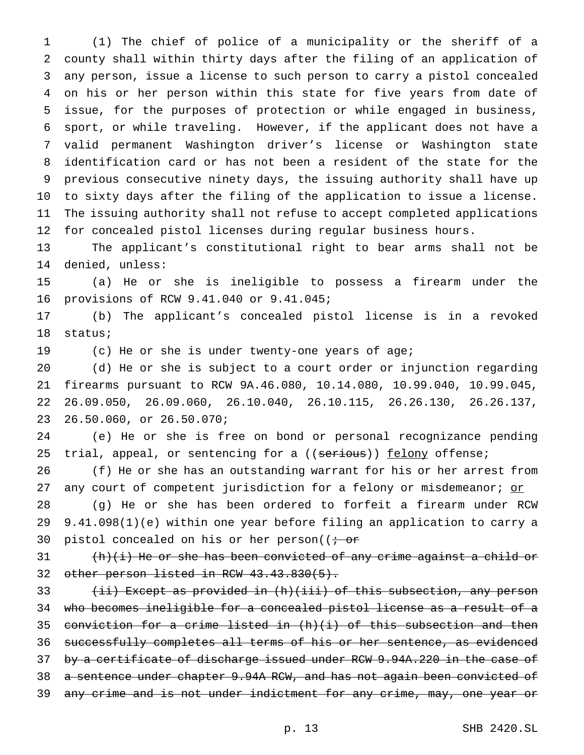(1) The chief of police of a municipality or the sheriff of a county shall within thirty days after the filing of an application of any person, issue a license to such person to carry a pistol concealed on his or her person within this state for five years from date of issue, for the purposes of protection or while engaged in business, sport, or while traveling. However, if the applicant does not have a valid permanent Washington driver's license or Washington state identification card or has not been a resident of the state for the previous consecutive ninety days, the issuing authority shall have up to sixty days after the filing of the application to issue a license. The issuing authority shall not refuse to accept completed applications for concealed pistol licenses during regular business hours.

The applicant's constitutional right to bear arms shall not be denied, unless:

(a) He or she is ineligible to possess a firearm under the provisions of RCW 9.41.040 or 9.41.045;

(b) The applicant's concealed pistol license is in a revoked status;

(c) He or she is under twenty-one years of age;

(d) He or she is subject to a court order or injunction regarding firearms pursuant to RCW 9A.46.080, 10.14.080, 10.99.040, 10.99.045, 26.09.050, 26.09.060, 26.10.040, 26.10.115, 26.26.130, 26.26.137, 26.50.060, or 26.50.070;

(e) He or she is free on bond or personal recognizance pending trial, appeal, or sentencing for a ((~~serious~~)) <u>felony</u> offense;

(f) He or she has an outstanding warrant for his or her arrest from any court of competent jurisdiction for a felony or misdemeanor; <u>or</u>

(g) He or she has been ordered to forfeit a firearm under RCW 9.41.098(1)(e) within one year before filing an application to carry a pistol concealed on his or her person((~~; or~~

~~(h)(i) He or she has been convicted of any crime against a child or other person listed in RCW 43.43.830(5).~~

~~(ii) Except as provided in (h)(iii) of this subsection, any person who becomes ineligible for a concealed pistol license as a result of a conviction for a crime listed in (h)(i) of this subsection and then successfully completes all terms of his or her sentence, as evidenced by a certificate of discharge issued under RCW 9.94A.220 in the case of a sentence under chapter 9.94A RCW, and has not again been convicted of any crime and is not under indictment for any crime, may, one year or~~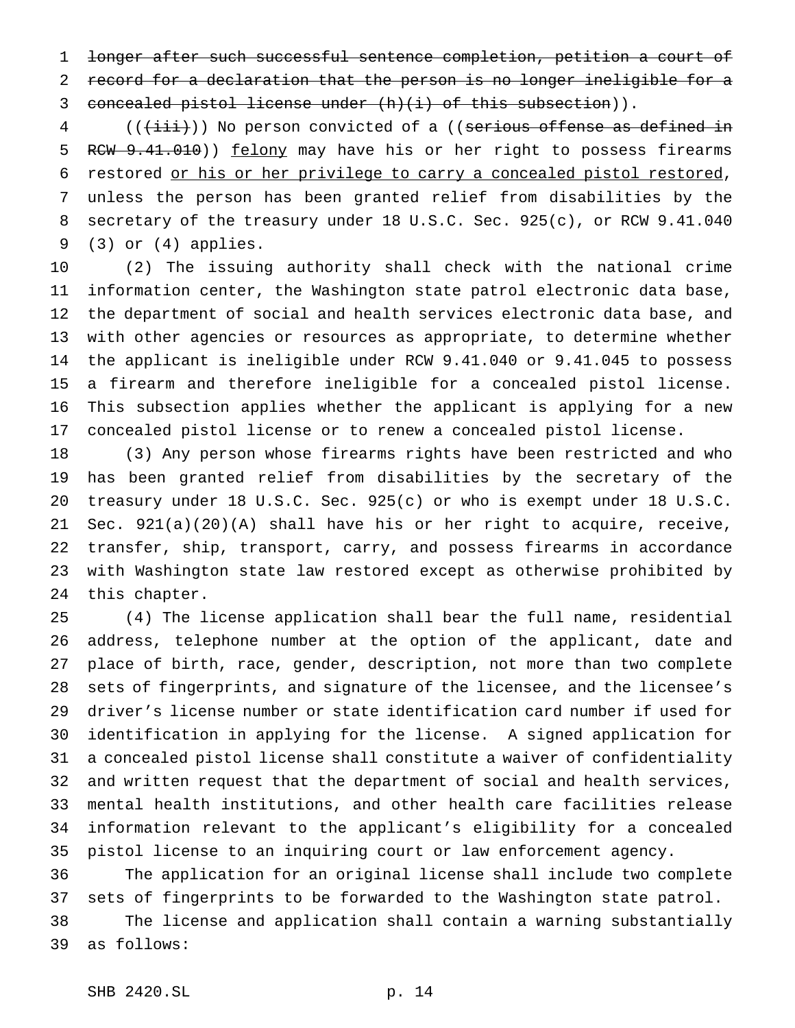~~longer after such successful sentence completion, petition a court of record for a declaration that the person is no longer ineligible for a concealed pistol license under (h)(i) of this subsection~~)).

((~~(iii)~~)) No person convicted of a ((~~serious offense as defined in RCW 9.41.010~~)) <u>felony</u> may have his or her right to possess firearms restored <u>or his or her privilege to carry a concealed pistol restored</u>, unless the person has been granted relief from disabilities by the secretary of the treasury under 18 U.S.C. Sec. 925(c), or RCW 9.41.040 (3) or (4) applies.

(2) The issuing authority shall check with the national crime information center, the Washington state patrol electronic data base, the department of social and health services electronic data base, and with other agencies or resources as appropriate, to determine whether the applicant is ineligible under RCW 9.41.040 or 9.41.045 to possess a firearm and therefore ineligible for a concealed pistol license. This subsection applies whether the applicant is applying for a new concealed pistol license or to renew a concealed pistol license.

(3) Any person whose firearms rights have been restricted and who has been granted relief from disabilities by the secretary of the treasury under 18 U.S.C. Sec. 925(c) or who is exempt under 18 U.S.C. Sec. 921(a)(20)(A) shall have his or her right to acquire, receive, transfer, ship, transport, carry, and possess firearms in accordance with Washington state law restored except as otherwise prohibited by this chapter.

(4) The license application shall bear the full name, residential address, telephone number at the option of the applicant, date and place of birth, race, gender, description, not more than two complete sets of fingerprints, and signature of the licensee, and the licensee's driver's license number or state identification card number if used for identification in applying for the license. A signed application for a concealed pistol license shall constitute a waiver of confidentiality and written request that the department of social and health services, mental health institutions, and other health care facilities release information relevant to the applicant's eligibility for a concealed pistol license to an inquiring court or law enforcement agency.

The application for an original license shall include two complete sets of fingerprints to be forwarded to the Washington state patrol.

The license and application shall contain a warning substantially as follows: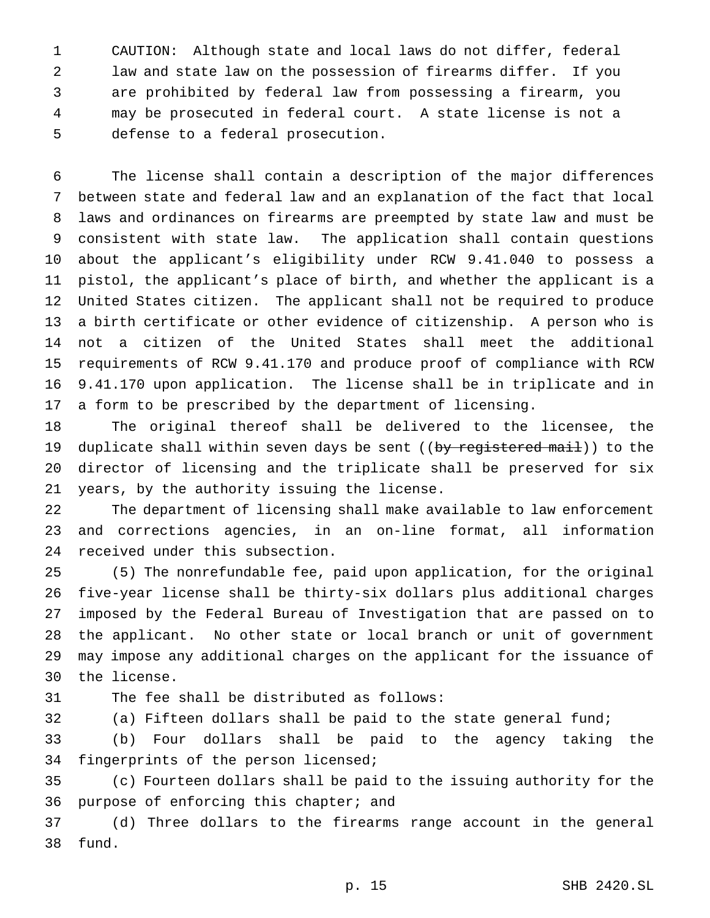CAUTION: Although state and local laws do not differ, federal law and state law on the possession of firearms differ. If you are prohibited by federal law from possessing a firearm, you may be prosecuted in federal court. A state license is not a defense to a federal prosecution.

The license shall contain a description of the major differences between state and federal law and an explanation of the fact that local laws and ordinances on firearms are preempted by state law and must be consistent with state law. The application shall contain questions about the applicant's eligibility under RCW 9.41.040 to possess a pistol, the applicant's place of birth, and whether the applicant is a United States citizen. The applicant shall not be required to produce a birth certificate or other evidence of citizenship. A person who is not a citizen of the United States shall meet the additional requirements of RCW 9.41.170 and produce proof of compliance with RCW 9.41.170 upon application. The license shall be in triplicate and in a form to be prescribed by the department of licensing.

The original thereof shall be delivered to the licensee, the duplicate shall within seven days be sent ((~~by registered mail~~)) to the director of licensing and the triplicate shall be preserved for six years, by the authority issuing the license.

The department of licensing shall make available to law enforcement and corrections agencies, in an on-line format, all information received under this subsection.

(5) The nonrefundable fee, paid upon application, for the original five-year license shall be thirty-six dollars plus additional charges imposed by the Federal Bureau of Investigation that are passed on to the applicant. No other state or local branch or unit of government may impose any additional charges on the applicant for the issuance of the license.

The fee shall be distributed as follows:

(a) Fifteen dollars shall be paid to the state general fund;

(b) Four dollars shall be paid to the agency taking the fingerprints of the person licensed;

(c) Fourteen dollars shall be paid to the issuing authority for the purpose of enforcing this chapter; and

(d) Three dollars to the firearms range account in the general fund.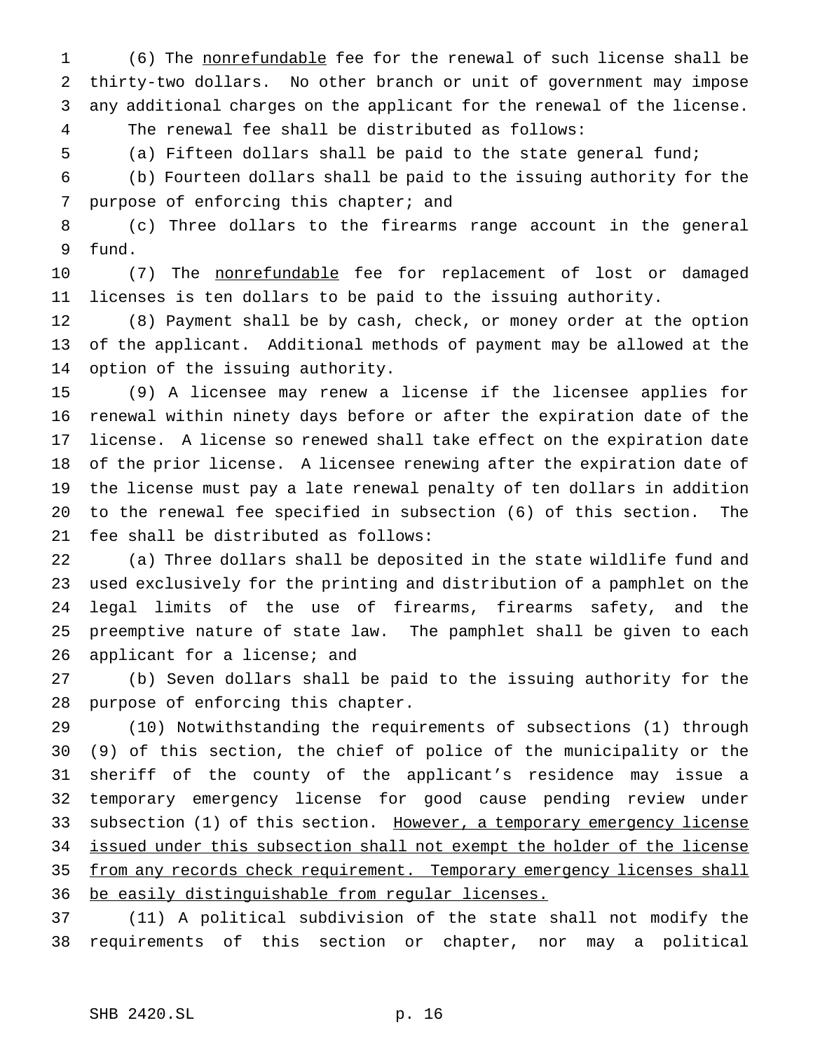(6) The <u>nonrefundable</u> fee for the renewal of such license shall be thirty-two dollars. No other branch or unit of government may impose any additional charges on the applicant for the renewal of the license. The renewal fee shall be distributed as follows:

(a) Fifteen dollars shall be paid to the state general fund;

(b) Fourteen dollars shall be paid to the issuing authority for the purpose of enforcing this chapter; and

(c) Three dollars to the firearms range account in the general fund.

(7) The <u>nonrefundable</u> fee for replacement of lost or damaged licenses is ten dollars to be paid to the issuing authority.

(8) Payment shall be by cash, check, or money order at the option of the applicant. Additional methods of payment may be allowed at the option of the issuing authority.

(9) A licensee may renew a license if the licensee applies for renewal within ninety days before or after the expiration date of the license. A license so renewed shall take effect on the expiration date of the prior license. A licensee renewing after the expiration date of the license must pay a late renewal penalty of ten dollars in addition to the renewal fee specified in subsection (6) of this section. The fee shall be distributed as follows:

(a) Three dollars shall be deposited in the state wildlife fund and used exclusively for the printing and distribution of a pamphlet on the legal limits of the use of firearms, firearms safety, and the preemptive nature of state law. The pamphlet shall be given to each applicant for a license; and

(b) Seven dollars shall be paid to the issuing authority for the purpose of enforcing this chapter.

(10) Notwithstanding the requirements of subsections (1) through (9) of this section, the chief of police of the municipality or the sheriff of the county of the applicant's residence may issue a temporary emergency license for good cause pending review under subsection (1) of this section. <u>However, a temporary emergency license issued under this subsection shall not exempt the holder of the license from any records check requirement. Temporary emergency licenses shall be easily distinguishable from regular licenses.</u>

(11) A political subdivision of the state shall not modify the requirements of this section or chapter, nor may a political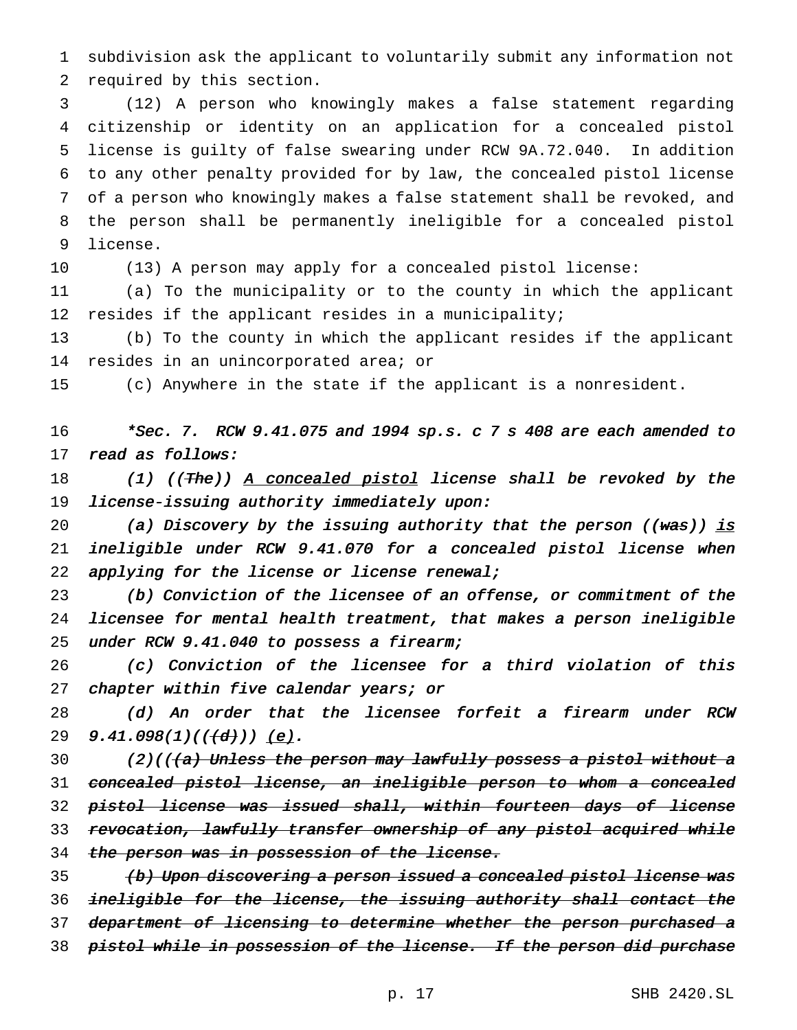subdivision ask the applicant to voluntarily submit any information not required by this section.

(12) A person who knowingly makes a false statement regarding citizenship or identity on an application for a concealed pistol license is guilty of false swearing under RCW 9A.72.040. In addition to any other penalty provided for by law, the concealed pistol license of a person who knowingly makes a false statement shall be revoked, and the person shall be permanently ineligible for a concealed pistol license.

(13) A person may apply for a concealed pistol license:

(a) To the municipality or to the county in which the applicant resides if the applicant resides in a municipality;

(b) To the county in which the applicant resides if the applicant resides in an unincorporated area; or

(c) Anywhere in the state if the applicant is a nonresident.

*\*Sec. 7. RCW 9.41.075 and 1994 sp.s. c 7 s 408 are each amended to read as follows:*

*(1) ((~~The~~)) A concealed pistol license shall be revoked by the license-issuing authority immediately upon:*

*(a) Discovery by the issuing authority that the person ((~~was~~)) is ineligible under RCW 9.41.070 for a concealed pistol license when applying for the license or license renewal;*

*(b) Conviction of the licensee of an offense, or commitment of the licensee for mental health treatment, that makes a person ineligible under RCW 9.41.040 to possess a firearm;*

*(c) Conviction of the licensee for a third violation of this chapter within five calendar years; or*

*(d) An order that the licensee forfeit a firearm under RCW 9.41.098(1)((~~(d)~~)) (e).*

*(2)((~~(a) Unless the person may lawfully possess a pistol without a concealed pistol license, an ineligible person to whom a concealed pistol license was issued shall, within fourteen days of license revocation, lawfully transfer ownership of any pistol acquired while the person was in possession of the license.~~*

*~~(b) Upon discovering a person issued a concealed pistol license was ineligible for the license, the issuing authority shall contact the department of licensing to determine whether the person purchased a pistol while in possession of the license. If the person did purchase~~*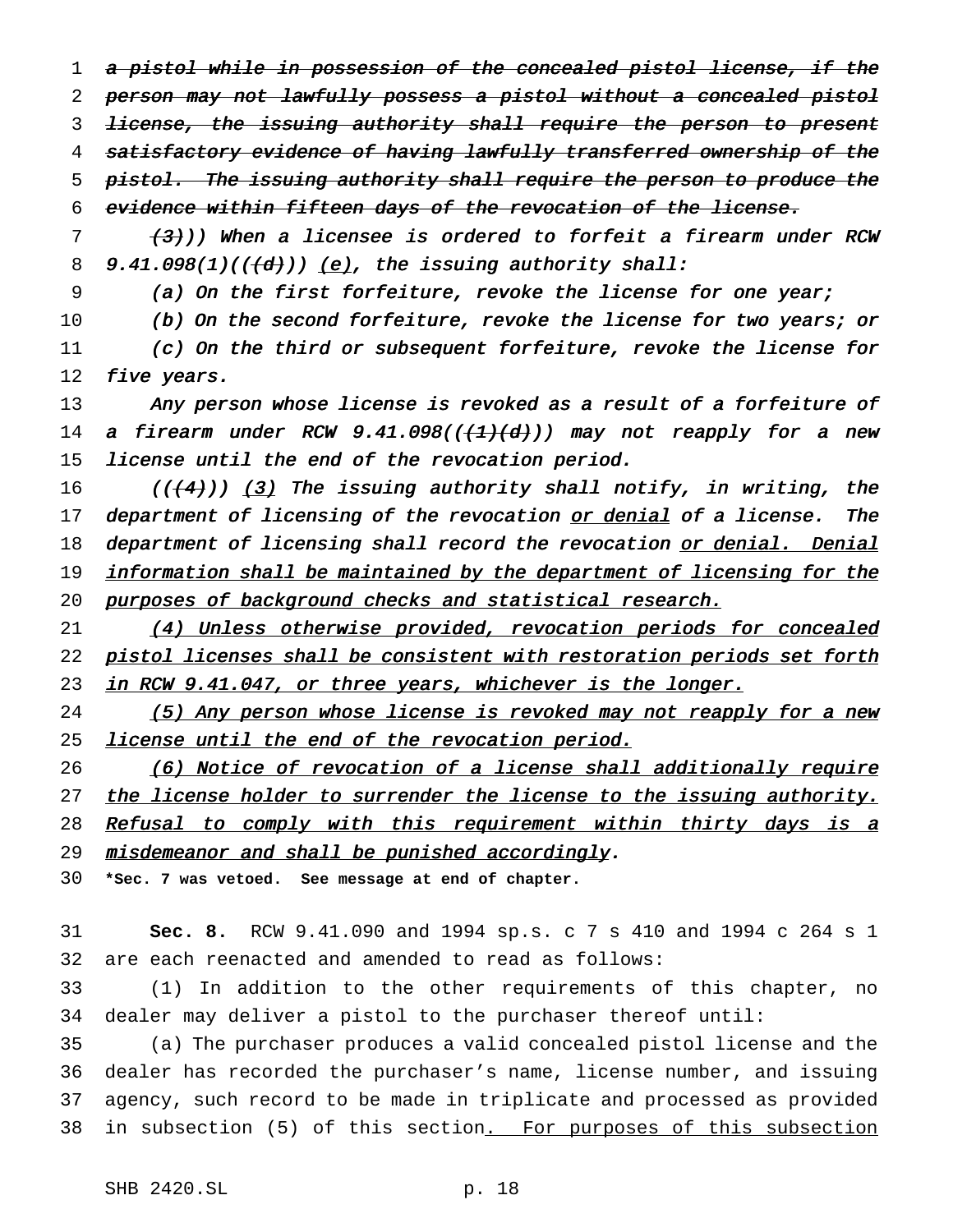~~a pistol while in possession of the concealed pistol license, if the person may not lawfully possess a pistol without a concealed pistol license, the issuing authority shall require the person to present satisfactory evidence of having lawfully transferred ownership of the pistol. The issuing authority shall require the person to produce the evidence within fifteen days of the revocation of the license.~~

*~~(3)~~)) When a licensee is ordered to forfeit a firearm under RCW 9.41.098(1)((~~(d)~~)) <u>(e)</u>, the issuing authority shall:*

*(a) On the first forfeiture, revoke the license for one year;*

*(b) On the second forfeiture, revoke the license for two years; or*

*(c) On the third or subsequent forfeiture, revoke the license for five years.*

*Any person whose license is revoked as a result of a forfeiture of a firearm under RCW 9.41.098((~~(1)(d)~~)) may not reapply for a new license until the end of the revocation period.*

*((~~(4)~~)) <u>(3)</u> The issuing authority shall notify, in writing, the department of licensing of the revocation <u>or denial</u> of a license. The department of licensing shall record the revocation <u>or denial. Denial information shall be maintained by the department of licensing for the purposes of background checks and statistical research.</u>*

*<u>(4) Unless otherwise provided, revocation periods for concealed pistol licenses shall be consistent with restoration periods set forth in RCW 9.41.047, or three years, whichever is the longer.</u>*

*<u>(5) Any person whose license is revoked may not reapply for a new license until the end of the revocation period.</u>*

*<u>(6) Notice of revocation of a license shall additionally require the license holder to surrender the license to the issuing authority. Refusal to comply with this requirement within thirty days is a misdemeanor and shall be punished accordingly</u>.*

**\*Sec. 7 was vetoed. See message at end of chapter.**

**Sec. 8.** RCW 9.41.090 and 1994 sp.s. c 7 s 410 and 1994 c 264 s 1 are each reenacted and amended to read as follows:

(1) In addition to the other requirements of this chapter, no dealer may deliver a pistol to the purchaser thereof until:

(a) The purchaser produces a valid concealed pistol license and the dealer has recorded the purchaser's name, license number, and issuing agency, such record to be made in triplicate and processed as provided in subsection (5) of this section<u>. For purposes of this subsection</u>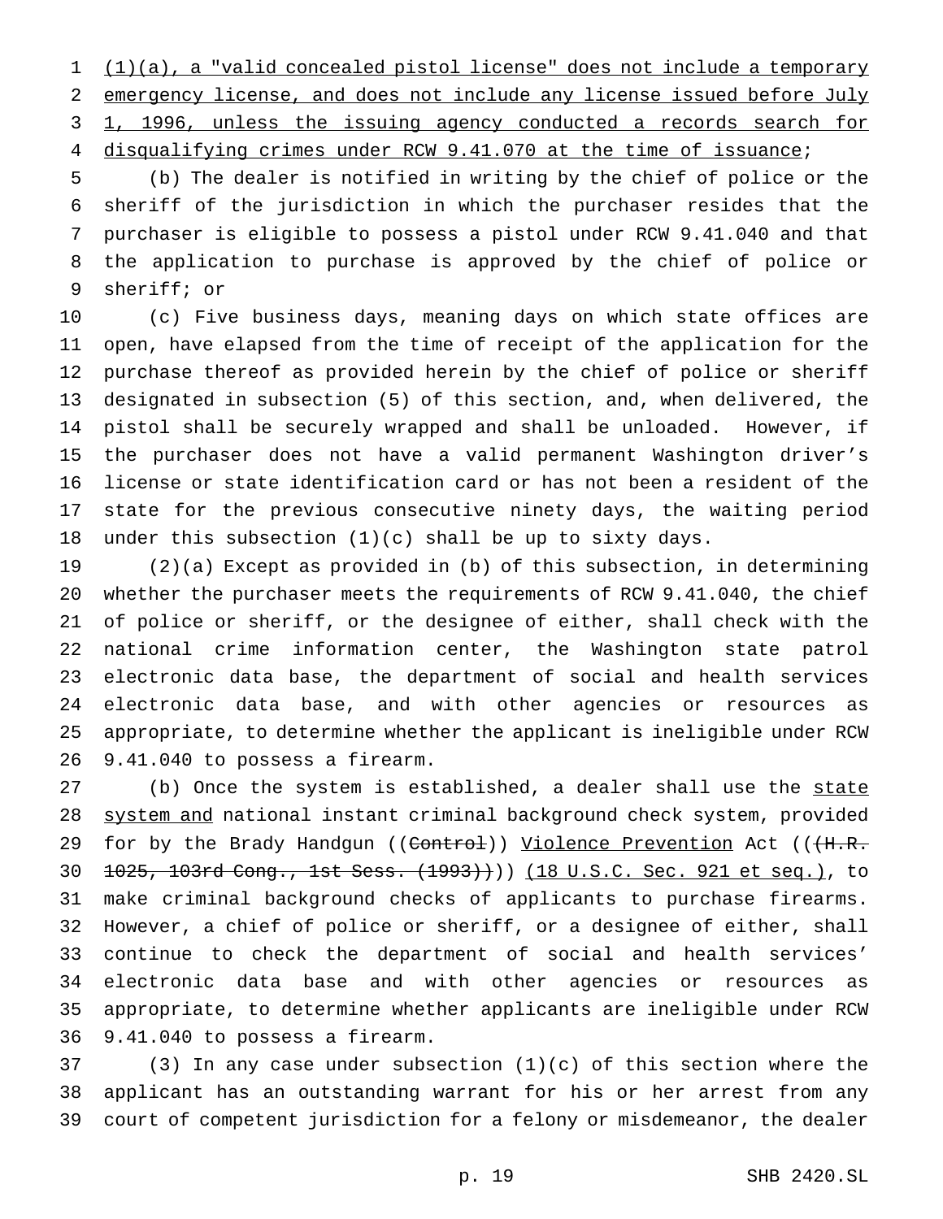(1)(a), a "valid concealed pistol license" does not include a temporary emergency license, and does not include any license issued before July 1, 1996, unless the issuing agency conducted a records search for disqualifying crimes under RCW 9.41.070 at the time of issuance;

(b) The dealer is notified in writing by the chief of police or the sheriff of the jurisdiction in which the purchaser resides that the purchaser is eligible to possess a pistol under RCW 9.41.040 and that the application to purchase is approved by the chief of police or sheriff; or

(c) Five business days, meaning days on which state offices are open, have elapsed from the time of receipt of the application for the purchase thereof as provided herein by the chief of police or sheriff designated in subsection (5) of this section, and, when delivered, the pistol shall be securely wrapped and shall be unloaded. However, if the purchaser does not have a valid permanent Washington driver's license or state identification card or has not been a resident of the state for the previous consecutive ninety days, the waiting period under this subsection (1)(c) shall be up to sixty days.

(2)(a) Except as provided in (b) of this subsection, in determining whether the purchaser meets the requirements of RCW 9.41.040, the chief of police or sheriff, or the designee of either, shall check with the national crime information center, the Washington state patrol electronic data base, the department of social and health services electronic data base, and with other agencies or resources as appropriate, to determine whether the applicant is ineligible under RCW 9.41.040 to possess a firearm.

(b) Once the system is established, a dealer shall use the state system and national instant criminal background check system, provided for by the Brady Handgun ((~~Control~~)) Violence Prevention Act ((~~(H.R. 1025, 103rd Cong., 1st Sess. (1993))~~)) (18 U.S.C. Sec. 921 et seq.), to make criminal background checks of applicants to purchase firearms. However, a chief of police or sheriff, or a designee of either, shall continue to check the department of social and health services' electronic data base and with other agencies or resources as appropriate, to determine whether applicants are ineligible under RCW 9.41.040 to possess a firearm.

(3) In any case under subsection (1)(c) of this section where the applicant has an outstanding warrant for his or her arrest from any court of competent jurisdiction for a felony or misdemeanor, the dealer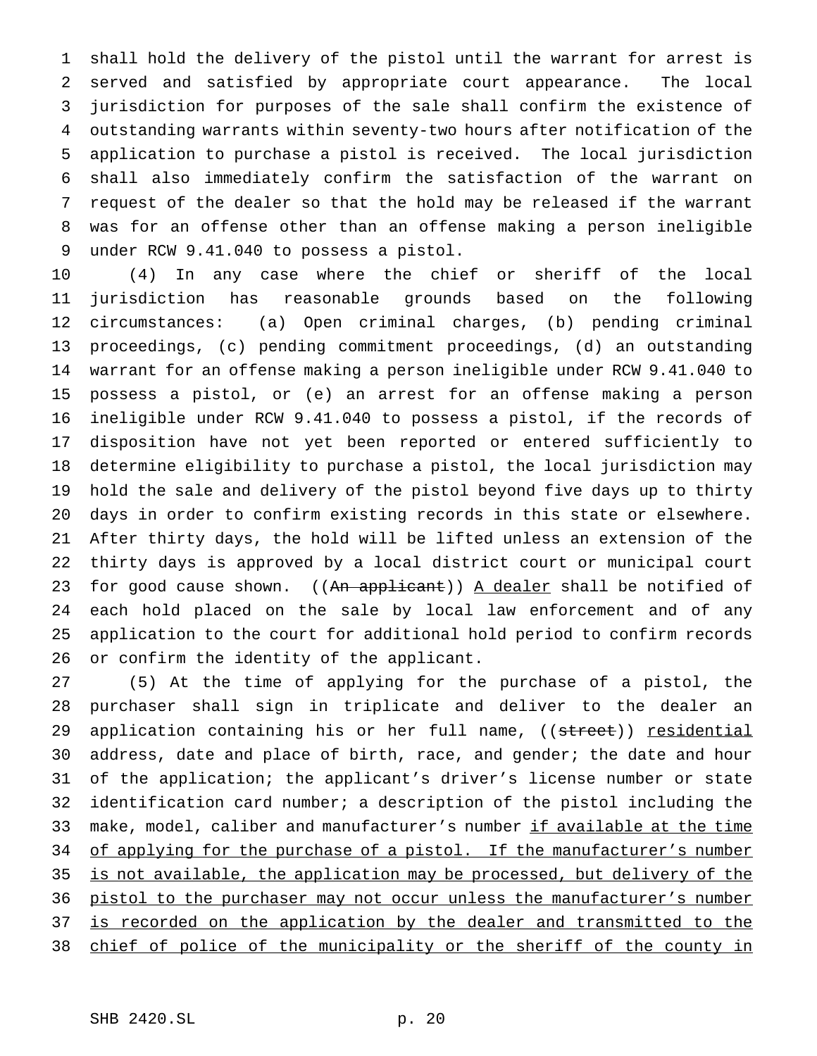shall hold the delivery of the pistol until the warrant for arrest is served and satisfied by appropriate court appearance. The local jurisdiction for purposes of the sale shall confirm the existence of outstanding warrants within seventy-two hours after notification of the application to purchase a pistol is received. The local jurisdiction shall also immediately confirm the satisfaction of the warrant on request of the dealer so that the hold may be released if the warrant was for an offense other than an offense making a person ineligible under RCW 9.41.040 to possess a pistol.

(4) In any case where the chief or sheriff of the local jurisdiction has reasonable grounds based on the following circumstances: (a) Open criminal charges, (b) pending criminal proceedings, (c) pending commitment proceedings, (d) an outstanding warrant for an offense making a person ineligible under RCW 9.41.040 to possess a pistol, or (e) an arrest for an offense making a person ineligible under RCW 9.41.040 to possess a pistol, if the records of disposition have not yet been reported or entered sufficiently to determine eligibility to purchase a pistol, the local jurisdiction may hold the sale and delivery of the pistol beyond five days up to thirty days in order to confirm existing records in this state or elsewhere. After thirty days, the hold will be lifted unless an extension of the thirty days is approved by a local district court or municipal court for good cause shown. ((~~An applicant~~)) <u>A dealer</u> shall be notified of each hold placed on the sale by local law enforcement and of any application to the court for additional hold period to confirm records or confirm the identity of the applicant.

(5) At the time of applying for the purchase of a pistol, the purchaser shall sign in triplicate and deliver to the dealer an application containing his or her full name, ((~~street~~)) <u>residential</u> address, date and place of birth, race, and gender; the date and hour of the application; the applicant's driver's license number or state identification card number; a description of the pistol including the make, model, caliber and manufacturer's number <u>if available at the time of applying for the purchase of a pistol. If the manufacturer's number is not available, the application may be processed, but delivery of the pistol to the purchaser may not occur unless the manufacturer's number is recorded on the application by the dealer and transmitted to the chief of police of the municipality or the sheriff of the county in</u>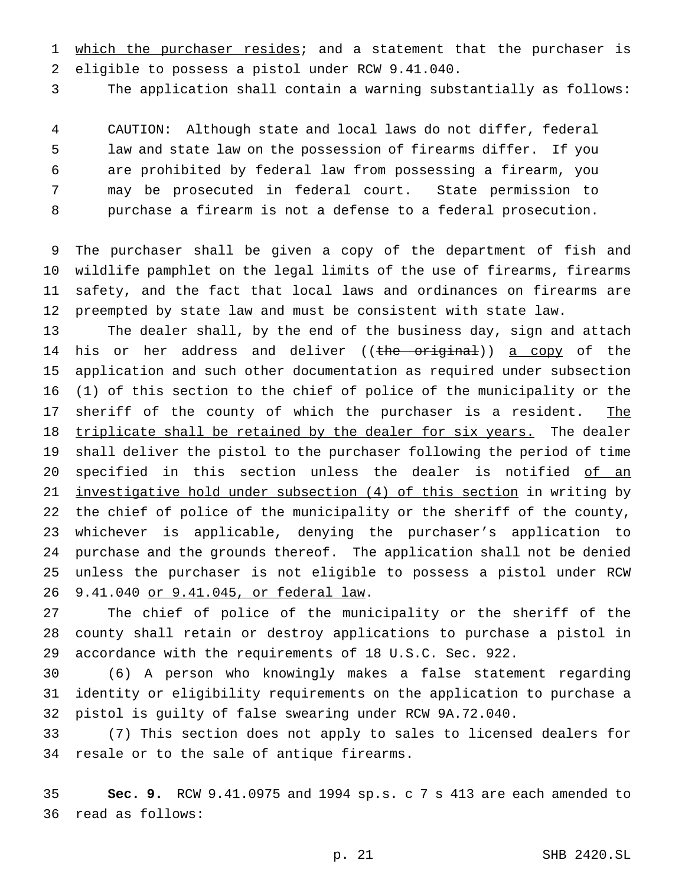which the purchaser resides; and a statement that the purchaser is eligible to possess a pistol under RCW 9.41.040.

The application shall contain a warning substantially as follows:

> CAUTION: Although state and local laws do not differ, federal law and state law on the possession of firearms differ. If you are prohibited by federal law from possessing a firearm, you may be prosecuted in federal court. State permission to purchase a firearm is not a defense to a federal prosecution.

The purchaser shall be given a copy of the department of fish and wildlife pamphlet on the legal limits of the use of firearms, firearms safety, and the fact that local laws and ordinances on firearms are preempted by state law and must be consistent with state law.

The dealer shall, by the end of the business day, sign and attach his or her address and deliver ((~~the original~~)) a copy of the application and such other documentation as required under subsection (1) of this section to the chief of police of the municipality or the sheriff of the county of which the purchaser is a resident. The triplicate shall be retained by the dealer for six years. The dealer shall deliver the pistol to the purchaser following the period of time specified in this section unless the dealer is notified of an investigative hold under subsection (4) of this section in writing by the chief of police of the municipality or the sheriff of the county, whichever is applicable, denying the purchaser's application to purchase and the grounds thereof. The application shall not be denied unless the purchaser is not eligible to possess a pistol under RCW 9.41.040 or 9.41.045, or federal law.

The chief of police of the municipality or the sheriff of the county shall retain or destroy applications to purchase a pistol in accordance with the requirements of 18 U.S.C. Sec. 922.

(6) A person who knowingly makes a false statement regarding identity or eligibility requirements on the application to purchase a pistol is guilty of false swearing under RCW 9A.72.040.

(7) This section does not apply to sales to licensed dealers for resale or to the sale of antique firearms.

**Sec. 9.** RCW 9.41.0975 and 1994 sp.s. c 7 s 413 are each amended to read as follows: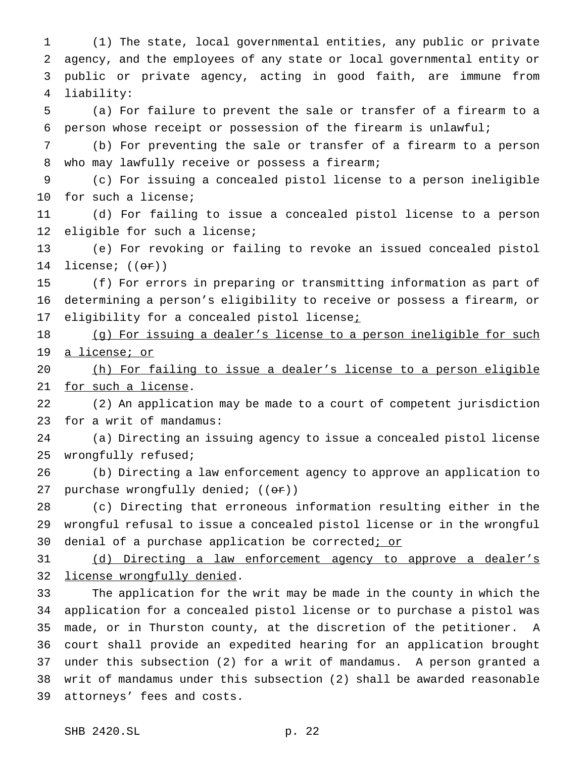(1) The state, local governmental entities, any public or private agency, and the employees of any state or local governmental entity or public or private agency, acting in good faith, are immune from liability:

(a) For failure to prevent the sale or transfer of a firearm to a person whose receipt or possession of the firearm is unlawful;

(b) For preventing the sale or transfer of a firearm to a person who may lawfully receive or possess a firearm;

(c) For issuing a concealed pistol license to a person ineligible for such a license;

(d) For failing to issue a concealed pistol license to a person eligible for such a license;

(e) For revoking or failing to revoke an issued concealed pistol license; ((~~or~~))

(f) For errors in preparing or transmitting information as part of determining a person's eligibility to receive or possess a firearm, or eligibility for a concealed pistol license<u>;</u>

<u>(g) For issuing a dealer's license to a person ineligible for such a license; or</u>

<u>(h) For failing to issue a dealer's license to a person eligible for such a license</u>.

(2) An application may be made to a court of competent jurisdiction for a writ of mandamus:

(a) Directing an issuing agency to issue a concealed pistol license wrongfully refused;

(b) Directing a law enforcement agency to approve an application to purchase wrongfully denied; ((~~or~~))

(c) Directing that erroneous information resulting either in the wrongful refusal to issue a concealed pistol license or in the wrongful denial of a purchase application be corrected<u>; or</u>

<u>(d) Directing a law enforcement agency to approve a dealer's license wrongfully denied</u>.

The application for the writ may be made in the county in which the application for a concealed pistol license or to purchase a pistol was made, or in Thurston county, at the discretion of the petitioner. A court shall provide an expedited hearing for an application brought under this subsection (2) for a writ of mandamus. A person granted a writ of mandamus under this subsection (2) shall be awarded reasonable attorneys' fees and costs.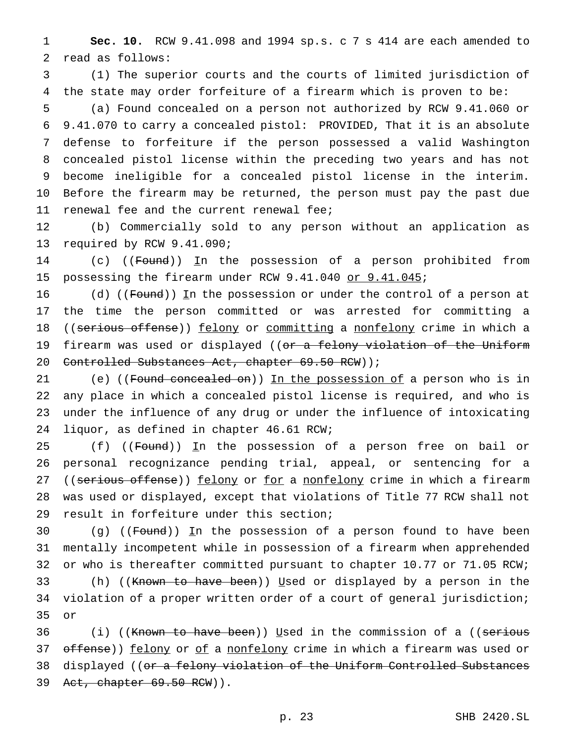**Sec. 10.** RCW 9.41.098 and 1994 sp.s. c 7 s 414 are each amended to read as follows:

(1) The superior courts and the courts of limited jurisdiction of the state may order forfeiture of a firearm which is proven to be:

(a) Found concealed on a person not authorized by RCW 9.41.060 or 9.41.070 to carry a concealed pistol: PROVIDED, That it is an absolute defense to forfeiture if the person possessed a valid Washington concealed pistol license within the preceding two years and has not become ineligible for a concealed pistol license in the interim. Before the firearm may be returned, the person must pay the past due renewal fee and the current renewal fee;

(b) Commercially sold to any person without an application as required by RCW 9.41.090;

(c) ((~~Found~~)) <u>In</u> the possession of a person prohibited from possessing the firearm under RCW 9.41.040 <u>or 9.41.045</u>;

(d) ((~~Found~~)) <u>In</u> the possession or under the control of a person at the time the person committed or was arrested for committing a ((~~serious offense~~)) <u>felony</u> or <u>committing</u> a <u>nonfelony</u> crime in which a firearm was used or displayed ((~~or a felony violation of the Uniform Controlled Substances Act, chapter 69.50 RCW~~));

(e) ((~~Found concealed on~~)) <u>In the possession of</u> a person who is in any place in which a concealed pistol license is required, and who is under the influence of any drug or under the influence of intoxicating liquor, as defined in chapter 46.61 RCW;

(f) ((~~Found~~)) <u>In</u> the possession of a person free on bail or personal recognizance pending trial, appeal, or sentencing for a ((~~serious offense~~)) <u>felony</u> or <u>for</u> a <u>nonfelony</u> crime in which a firearm was used or displayed, except that violations of Title 77 RCW shall not result in forfeiture under this section;

(g) ((~~Found~~)) <u>In</u> the possession of a person found to have been mentally incompetent while in possession of a firearm when apprehended or who is thereafter committed pursuant to chapter 10.77 or 71.05 RCW;

(h) ((~~Known to have been~~)) <u>Used</u> or displayed by a person in the violation of a proper written order of a court of general jurisdiction; or

(i) ((~~Known to have been~~)) <u>Used</u> in the commission of a ((~~serious offense~~)) <u>felony</u> or <u>of</u> a <u>nonfelony</u> crime in which a firearm was used or displayed ((~~or a felony violation of the Uniform Controlled Substances Act, chapter 69.50 RCW~~)).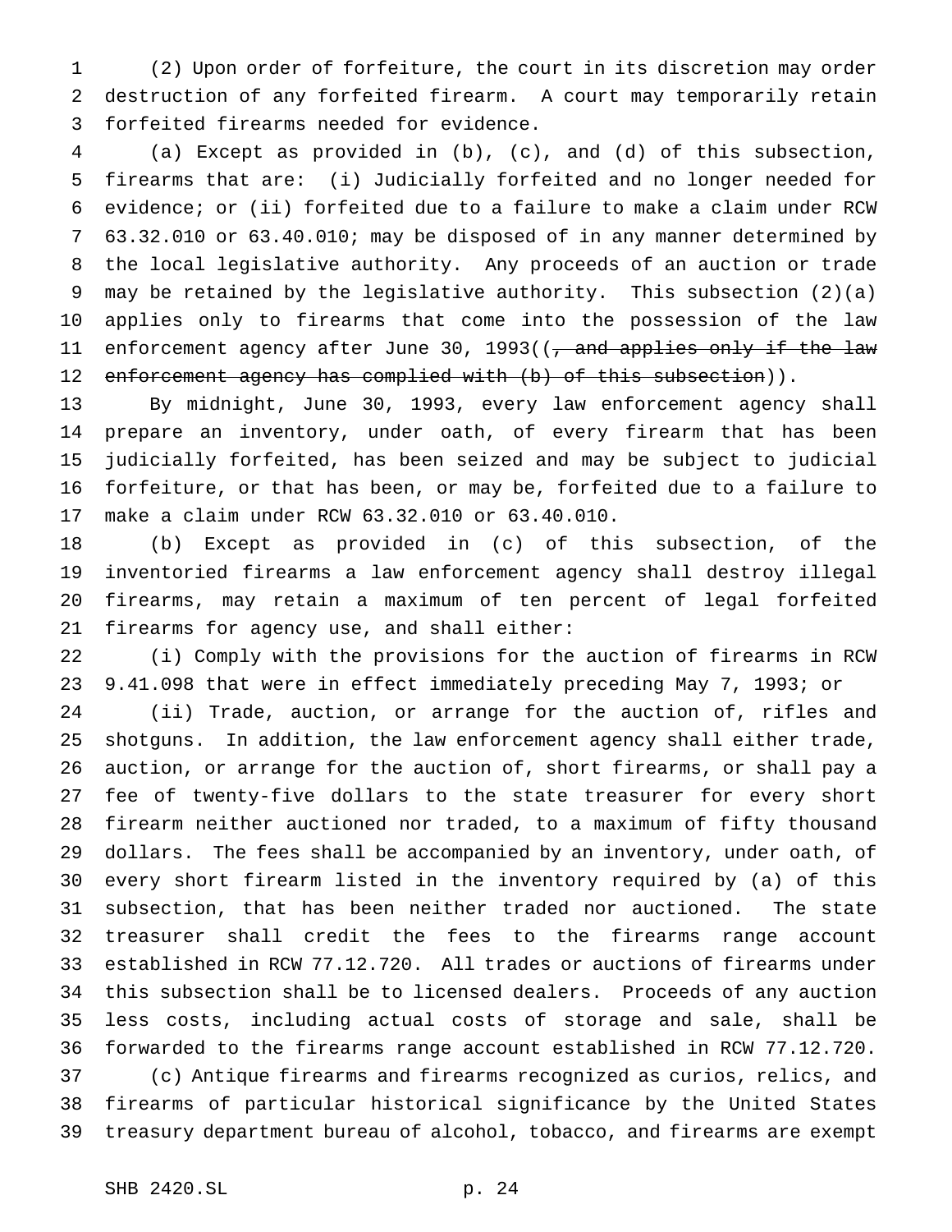(2) Upon order of forfeiture, the court in its discretion may order destruction of any forfeited firearm. A court may temporarily retain forfeited firearms needed for evidence.

(a) Except as provided in (b), (c), and (d) of this subsection, firearms that are: (i) Judicially forfeited and no longer needed for evidence; or (ii) forfeited due to a failure to make a claim under RCW 63.32.010 or 63.40.010; may be disposed of in any manner determined by the local legislative authority. Any proceeds of an auction or trade may be retained by the legislative authority. This subsection (2)(a) applies only to firearms that come into the possession of the law enforcement agency after June 30, 1993((~~, and applies only if the law enforcement agency has complied with (b) of this subsection~~)).

By midnight, June 30, 1993, every law enforcement agency shall prepare an inventory, under oath, of every firearm that has been judicially forfeited, has been seized and may be subject to judicial forfeiture, or that has been, or may be, forfeited due to a failure to make a claim under RCW 63.32.010 or 63.40.010.

(b) Except as provided in (c) of this subsection, of the inventoried firearms a law enforcement agency shall destroy illegal firearms, may retain a maximum of ten percent of legal forfeited firearms for agency use, and shall either:

(i) Comply with the provisions for the auction of firearms in RCW 9.41.098 that were in effect immediately preceding May 7, 1993; or

(ii) Trade, auction, or arrange for the auction of, rifles and shotguns. In addition, the law enforcement agency shall either trade, auction, or arrange for the auction of, short firearms, or shall pay a fee of twenty-five dollars to the state treasurer for every short firearm neither auctioned nor traded, to a maximum of fifty thousand dollars. The fees shall be accompanied by an inventory, under oath, of every short firearm listed in the inventory required by (a) of this subsection, that has been neither traded nor auctioned. The state treasurer shall credit the fees to the firearms range account established in RCW 77.12.720. All trades or auctions of firearms under this subsection shall be to licensed dealers. Proceeds of any auction less costs, including actual costs of storage and sale, shall be forwarded to the firearms range account established in RCW 77.12.720.

(c) Antique firearms and firearms recognized as curios, relics, and firearms of particular historical significance by the United States treasury department bureau of alcohol, tobacco, and firearms are exempt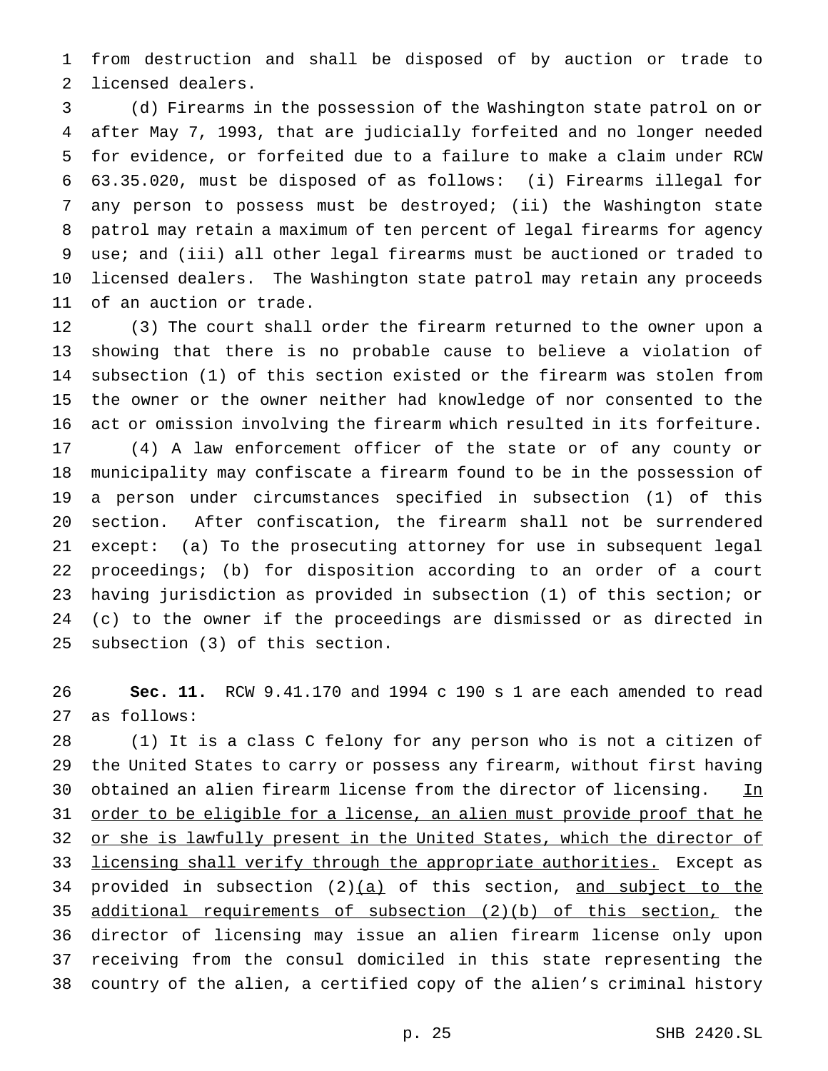from destruction and shall be disposed of by auction or trade to licensed dealers.

(d) Firearms in the possession of the Washington state patrol on or after May 7, 1993, that are judicially forfeited and no longer needed for evidence, or forfeited due to a failure to make a claim under RCW 63.35.020, must be disposed of as follows: (i) Firearms illegal for any person to possess must be destroyed; (ii) the Washington state patrol may retain a maximum of ten percent of legal firearms for agency use; and (iii) all other legal firearms must be auctioned or traded to licensed dealers. The Washington state patrol may retain any proceeds of an auction or trade.

(3) The court shall order the firearm returned to the owner upon a showing that there is no probable cause to believe a violation of subsection (1) of this section existed or the firearm was stolen from the owner or the owner neither had knowledge of nor consented to the act or omission involving the firearm which resulted in its forfeiture.

(4) A law enforcement officer of the state or of any county or municipality may confiscate a firearm found to be in the possession of a person under circumstances specified in subsection (1) of this section. After confiscation, the firearm shall not be surrendered except: (a) To the prosecuting attorney for use in subsequent legal proceedings; (b) for disposition according to an order of a court having jurisdiction as provided in subsection (1) of this section; or (c) to the owner if the proceedings are dismissed or as directed in subsection (3) of this section.

**Sec. 11.** RCW 9.41.170 and 1994 c 190 s 1 are each amended to read as follows:

(1) It is a class C felony for any person who is not a citizen of the United States to carry or possess any firearm, without first having obtained an alien firearm license from the director of licensing. <u>In order to be eligible for a license, an alien must provide proof that he or she is lawfully present in the United States, which the director of licensing shall verify through the appropriate authorities.</u> Except as provided in subsection (2)<u>(a)</u> of this section, <u>and subject to the additional requirements of subsection (2)(b) of this section,</u> the director of licensing may issue an alien firearm license only upon receiving from the consul domiciled in this state representing the country of the alien, a certified copy of the alien's criminal history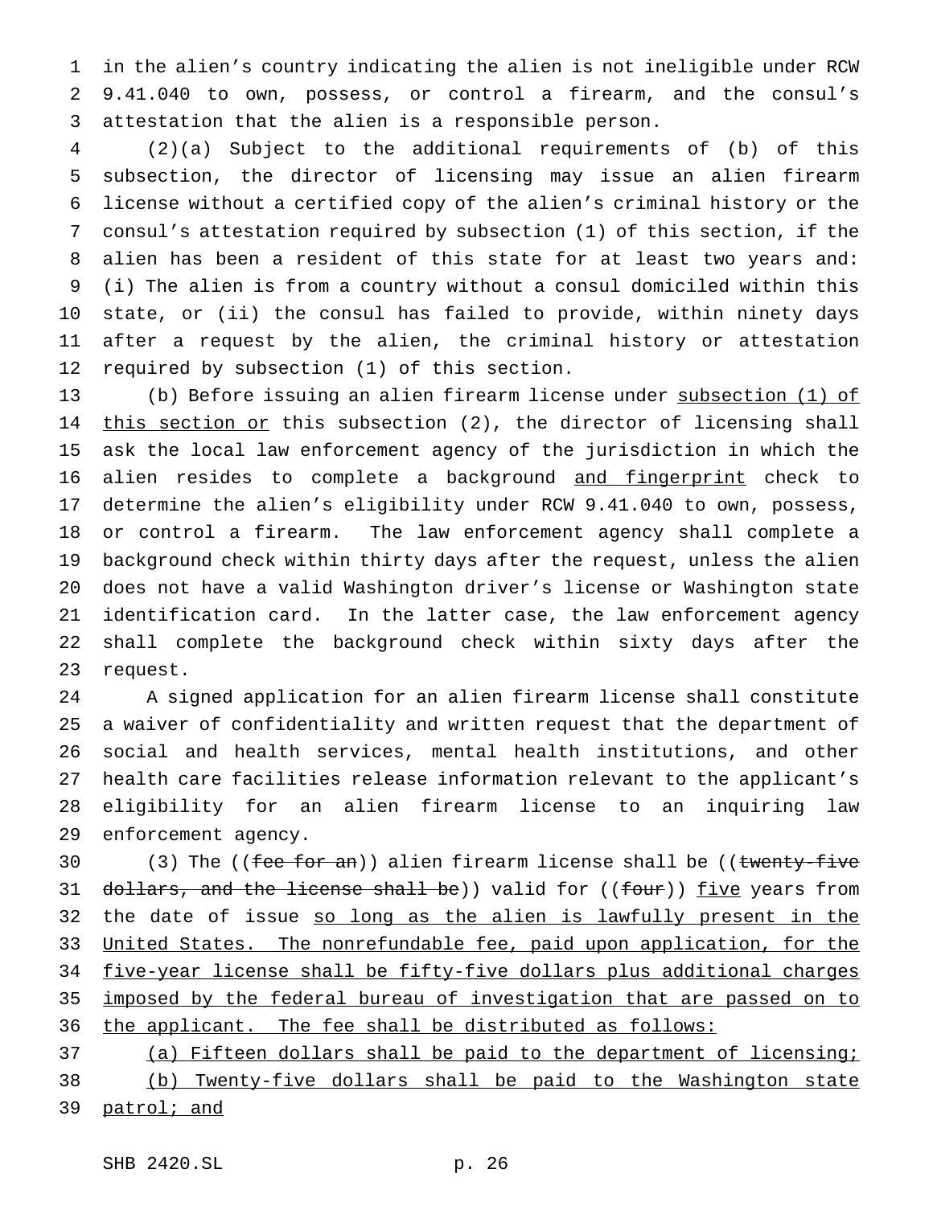in the alien's country indicating the alien is not ineligible under RCW 9.41.040 to own, possess, or control a firearm, and the consul's attestation that the alien is a responsible person.

(2)(a) Subject to the additional requirements of (b) of this subsection, the director of licensing may issue an alien firearm license without a certified copy of the alien's criminal history or the consul's attestation required by subsection (1) of this section, if the alien has been a resident of this state for at least two years and: (i) The alien is from a country without a consul domiciled within this state, or (ii) the consul has failed to provide, within ninety days after a request by the alien, the criminal history or attestation required by subsection (1) of this section.

(b) Before issuing an alien firearm license under subsection (1) of this section or this subsection (2), the director of licensing shall ask the local law enforcement agency of the jurisdiction in which the alien resides to complete a background and fingerprint check to determine the alien's eligibility under RCW 9.41.040 to own, possess, or control a firearm. The law enforcement agency shall complete a background check within thirty days after the request, unless the alien does not have a valid Washington driver's license or Washington state identification card. In the latter case, the law enforcement agency shall complete the background check within sixty days after the request.

A signed application for an alien firearm license shall constitute a waiver of confidentiality and written request that the department of social and health services, mental health institutions, and other health care facilities release information relevant to the applicant's eligibility for an alien firearm license to an inquiring law enforcement agency.

(3) The ((~~fee for an~~)) alien firearm license shall be ((~~twenty-five dollars, and the license shall be~~)) valid for ((~~four~~)) five years from the date of issue so long as the alien is lawfully present in the United States. The nonrefundable fee, paid upon application, for the five-year license shall be fifty-five dollars plus additional charges imposed by the federal bureau of investigation that are passed on to the applicant. The fee shall be distributed as follows:

(a) Fifteen dollars shall be paid to the department of licensing;

(b) Twenty-five dollars shall be paid to the Washington state patrol; and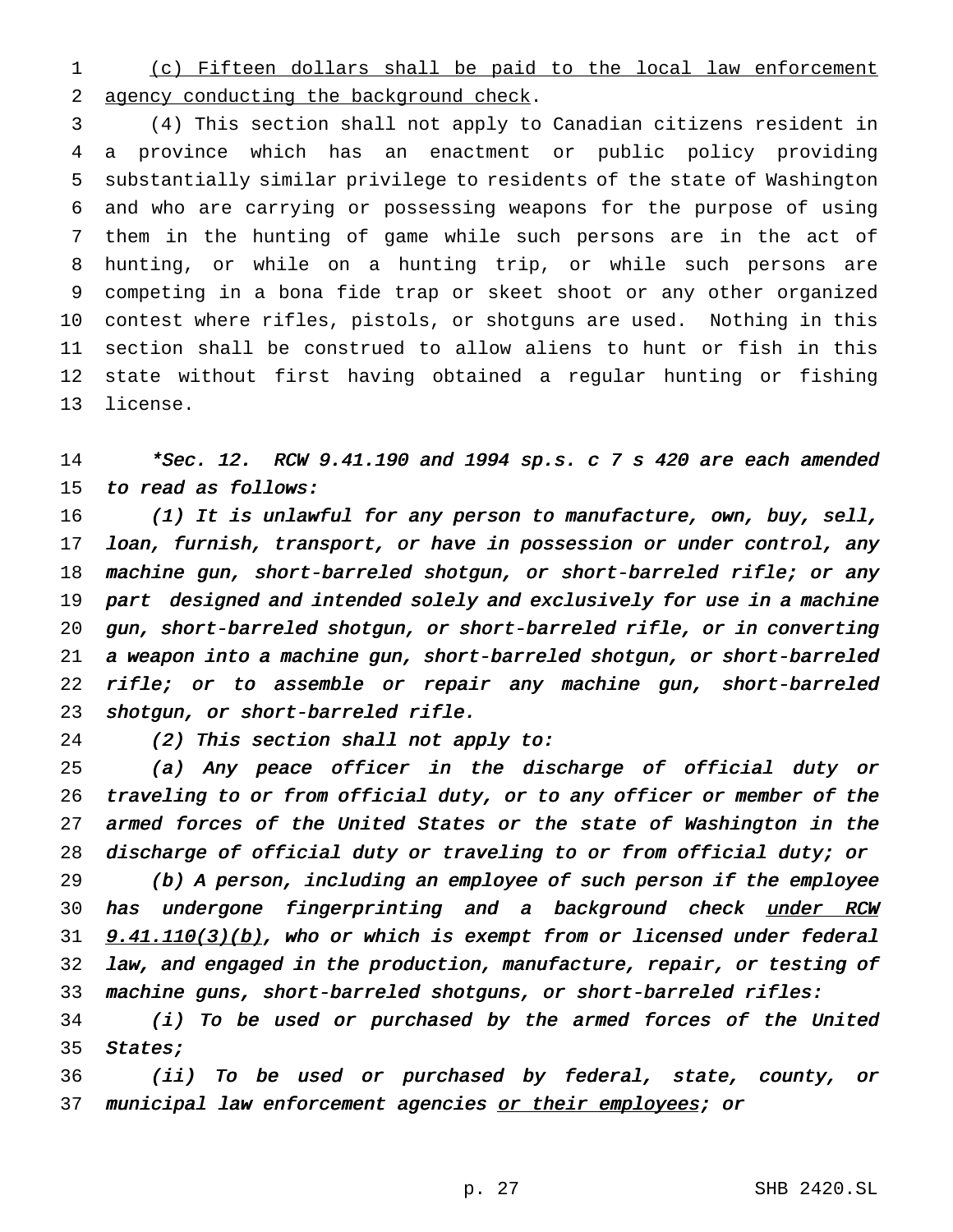<u>(c) Fifteen dollars shall be paid to the local law enforcement agency conducting the background check</u>.

(4) This section shall not apply to Canadian citizens resident in a province which has an enactment or public policy providing substantially similar privilege to residents of the state of Washington and who are carrying or possessing weapons for the purpose of using them in the hunting of game while such persons are in the act of hunting, or while on a hunting trip, or while such persons are competing in a bona fide trap or skeet shoot or any other organized contest where rifles, pistols, or shotguns are used. Nothing in this section shall be construed to allow aliens to hunt or fish in this state without first having obtained a regular hunting or fishing license.

*\*Sec. 12. RCW 9.41.190 and 1994 sp.s. c 7 s 420 are each amended to read as follows:*

*(1) It is unlawful for any person to manufacture, own, buy, sell, loan, furnish, transport, or have in possession or under control, any machine gun, short-barreled shotgun, or short-barreled rifle; or any part designed and intended solely and exclusively for use in a machine gun, short-barreled shotgun, or short-barreled rifle, or in converting a weapon into a machine gun, short-barreled shotgun, or short-barreled rifle; or to assemble or repair any machine gun, short-barreled shotgun, or short-barreled rifle.*

*(2) This section shall not apply to:*

*(a) Any peace officer in the discharge of official duty or traveling to or from official duty, or to any officer or member of the armed forces of the United States or the state of Washington in the discharge of official duty or traveling to or from official duty; or*

*(b) A person, including an employee of such person if the employee has undergone fingerprinting and a background check <u>under RCW 9.41.110(3)(b)</u>, who or which is exempt from or licensed under federal law, and engaged in the production, manufacture, repair, or testing of machine guns, short-barreled shotguns, or short-barreled rifles:*

*(i) To be used or purchased by the armed forces of the United States;*

*(ii) To be used or purchased by federal, state, county, or municipal law enforcement agencies <u>or their employees</u>; or*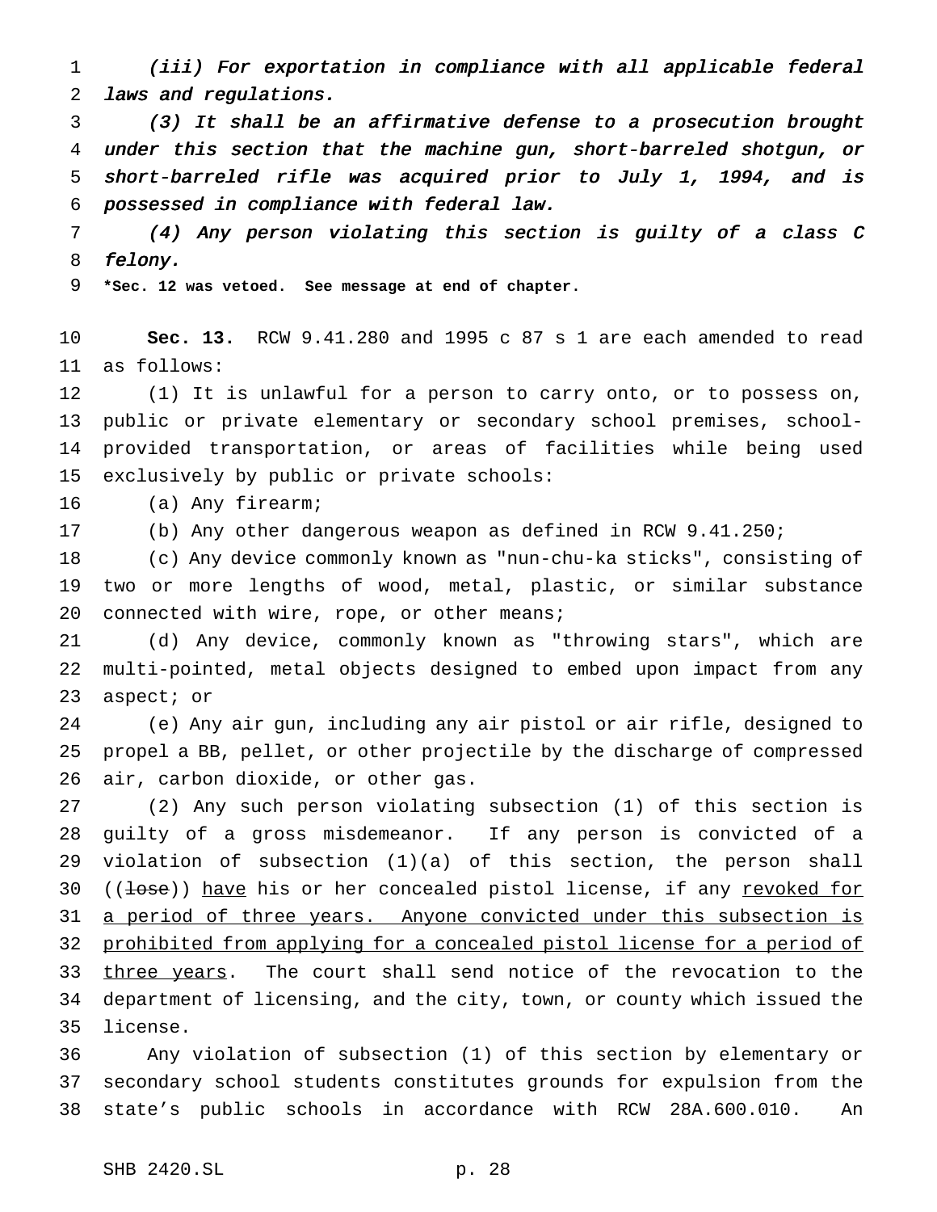*(iii) For exportation in compliance with all applicable federal laws and regulations.*

*(3) It shall be an affirmative defense to a prosecution brought under this section that the machine gun, short-barreled shotgun, or short-barreled rifle was acquired prior to July 1, 1994, and is possessed in compliance with federal law.*

*(4) Any person violating this section is guilty of a class C felony.*

**\*Sec. 12 was vetoed. See message at end of chapter.**

**Sec. 13.** RCW 9.41.280 and 1995 c 87 s 1 are each amended to read as follows:

(1) It is unlawful for a person to carry onto, or to possess on, public or private elementary or secondary school premises, school-provided transportation, or areas of facilities while being used exclusively by public or private schools:

(a) Any firearm;

(b) Any other dangerous weapon as defined in RCW 9.41.250;

(c) Any device commonly known as "nun-chu-ka sticks", consisting of two or more lengths of wood, metal, plastic, or similar substance connected with wire, rope, or other means;

(d) Any device, commonly known as "throwing stars", which are multi-pointed, metal objects designed to embed upon impact from any aspect; or

(e) Any air gun, including any air pistol or air rifle, designed to propel a BB, pellet, or other projectile by the discharge of compressed air, carbon dioxide, or other gas.

(2) Any such person violating subsection (1) of this section is guilty of a gross misdemeanor. If any person is convicted of a violation of subsection (1)(a) of this section, the person shall ((~~lose~~)) <u>have</u> his or her concealed pistol license, if any <u>revoked for a period of three years. Anyone convicted under this subsection is prohibited from applying for a concealed pistol license for a period of three years</u>. The court shall send notice of the revocation to the department of licensing, and the city, town, or county which issued the license.

Any violation of subsection (1) of this section by elementary or secondary school students constitutes grounds for expulsion from the state's public schools in accordance with RCW 28A.600.010. An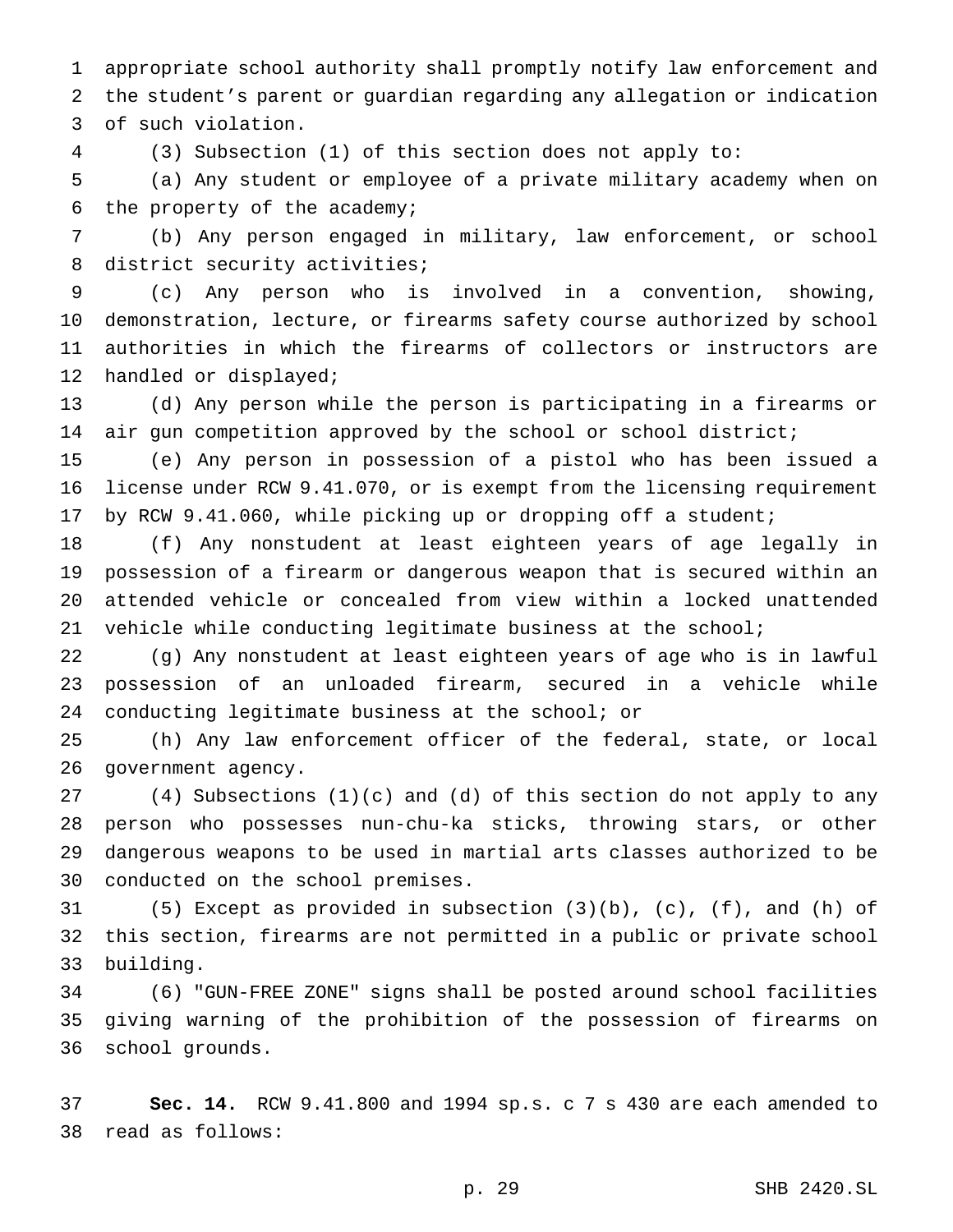appropriate school authority shall promptly notify law enforcement and the student's parent or guardian regarding any allegation or indication of such violation.

(3) Subsection (1) of this section does not apply to:

(a) Any student or employee of a private military academy when on the property of the academy;

(b) Any person engaged in military, law enforcement, or school district security activities;

(c) Any person who is involved in a convention, showing, demonstration, lecture, or firearms safety course authorized by school authorities in which the firearms of collectors or instructors are handled or displayed;

(d) Any person while the person is participating in a firearms or air gun competition approved by the school or school district;

(e) Any person in possession of a pistol who has been issued a license under RCW 9.41.070, or is exempt from the licensing requirement by RCW 9.41.060, while picking up or dropping off a student;

(f) Any nonstudent at least eighteen years of age legally in possession of a firearm or dangerous weapon that is secured within an attended vehicle or concealed from view within a locked unattended vehicle while conducting legitimate business at the school;

(g) Any nonstudent at least eighteen years of age who is in lawful possession of an unloaded firearm, secured in a vehicle while conducting legitimate business at the school; or

(h) Any law enforcement officer of the federal, state, or local government agency.

(4) Subsections (1)(c) and (d) of this section do not apply to any person who possesses nun-chu-ka sticks, throwing stars, or other dangerous weapons to be used in martial arts classes authorized to be conducted on the school premises.

(5) Except as provided in subsection (3)(b), (c), (f), and (h) of this section, firearms are not permitted in a public or private school building.

(6) "GUN-FREE ZONE" signs shall be posted around school facilities giving warning of the prohibition of the possession of firearms on school grounds.

**Sec. 14.** RCW 9.41.800 and 1994 sp.s. c 7 s 430 are each amended to read as follows: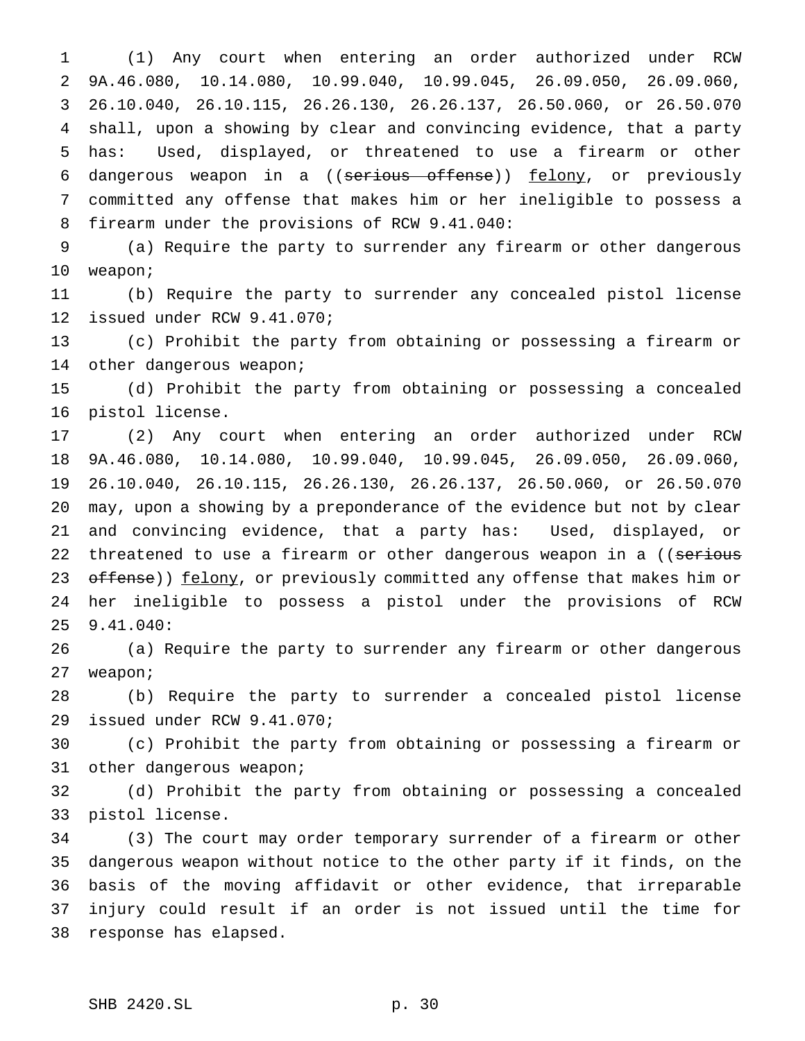(1) Any court when entering an order authorized under RCW 9A.46.080, 10.14.080, 10.99.040, 10.99.045, 26.09.050, 26.09.060, 26.10.040, 26.10.115, 26.26.130, 26.26.137, 26.50.060, or 26.50.070 shall, upon a showing by clear and convincing evidence, that a party has: Used, displayed, or threatened to use a firearm or other dangerous weapon in a ((~~serious offense~~)) felony, or previously committed any offense that makes him or her ineligible to possess a firearm under the provisions of RCW 9.41.040:

(a) Require the party to surrender any firearm or other dangerous weapon;

(b) Require the party to surrender any concealed pistol license issued under RCW 9.41.070;

(c) Prohibit the party from obtaining or possessing a firearm or other dangerous weapon;

(d) Prohibit the party from obtaining or possessing a concealed pistol license.

(2) Any court when entering an order authorized under RCW 9A.46.080, 10.14.080, 10.99.040, 10.99.045, 26.09.050, 26.09.060, 26.10.040, 26.10.115, 26.26.130, 26.26.137, 26.50.060, or 26.50.070 may, upon a showing by a preponderance of the evidence but not by clear and convincing evidence, that a party has: Used, displayed, or threatened to use a firearm or other dangerous weapon in a ((~~serious offense~~)) felony, or previously committed any offense that makes him or her ineligible to possess a pistol under the provisions of RCW 9.41.040:

(a) Require the party to surrender any firearm or other dangerous weapon;

(b) Require the party to surrender a concealed pistol license issued under RCW 9.41.070;

(c) Prohibit the party from obtaining or possessing a firearm or other dangerous weapon;

(d) Prohibit the party from obtaining or possessing a concealed pistol license.

(3) The court may order temporary surrender of a firearm or other dangerous weapon without notice to the other party if it finds, on the basis of the moving affidavit or other evidence, that irreparable injury could result if an order is not issued until the time for response has elapsed.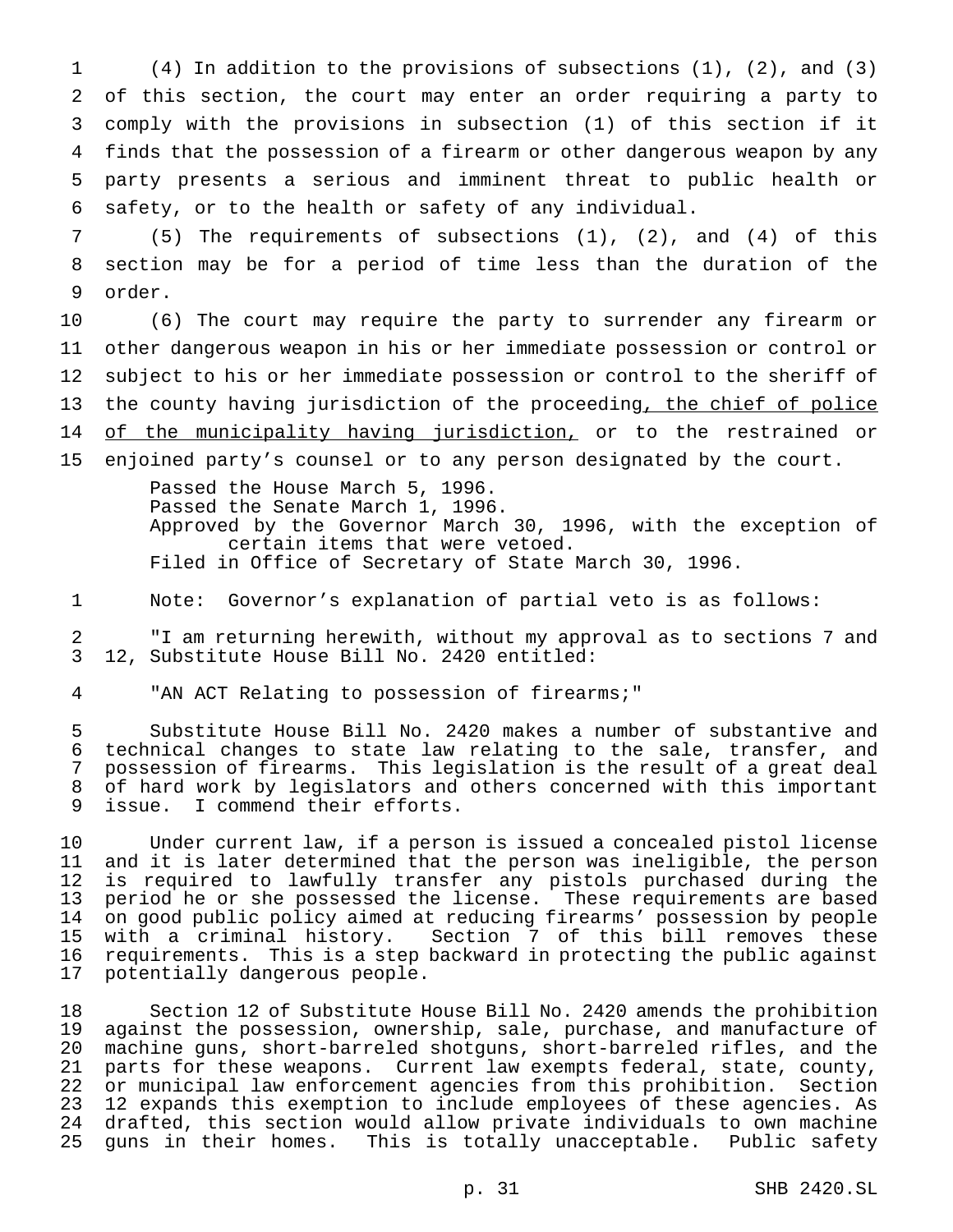(4) In addition to the provisions of subsections (1), (2), and (3) of this section, the court may enter an order requiring a party to comply with the provisions in subsection (1) of this section if it finds that the possession of a firearm or other dangerous weapon by any party presents a serious and imminent threat to public health or safety, or to the health or safety of any individual.

(5) The requirements of subsections (1), (2), and (4) of this section may be for a period of time less than the duration of the order.

(6) The court may require the party to surrender any firearm or other dangerous weapon in his or her immediate possession or control or subject to his or her immediate possession or control to the sheriff of the county having jurisdiction of the proceeding<u>, the chief of police of the municipality having jurisdiction,</u> or to the restrained or enjoined party's counsel or to any person designated by the court.

Passed the House March 5, 1996.
Passed the Senate March 1, 1996.
Approved by the Governor March 30, 1996, with the exception of certain items that were vetoed.
Filed in Office of Secretary of State March 30, 1996.

Note: Governor's explanation of partial veto is as follows:

"I am returning herewith, without my approval as to sections 7 and 12, Substitute House Bill No. 2420 entitled:

"AN ACT Relating to possession of firearms;"

Substitute House Bill No. 2420 makes a number of substantive and technical changes to state law relating to the sale, transfer, and possession of firearms. This legislation is the result of a great deal of hard work by legislators and others concerned with this important issue. I commend their efforts.

Under current law, if a person is issued a concealed pistol license and it is later determined that the person was ineligible, the person is required to lawfully transfer any pistols purchased during the period he or she possessed the license. These requirements are based on good public policy aimed at reducing firearms' possession by people with a criminal history. Section 7 of this bill removes these requirements. This is a step backward in protecting the public against potentially dangerous people.

Section 12 of Substitute House Bill No. 2420 amends the prohibition against the possession, ownership, sale, purchase, and manufacture of machine guns, short-barreled shotguns, short-barreled rifles, and the parts for these weapons. Current law exempts federal, state, county, or municipal law enforcement agencies from this prohibition. Section 12 expands this exemption to include employees of these agencies. As drafted, this section would allow private individuals to own machine guns in their homes. This is totally unacceptable. Public safety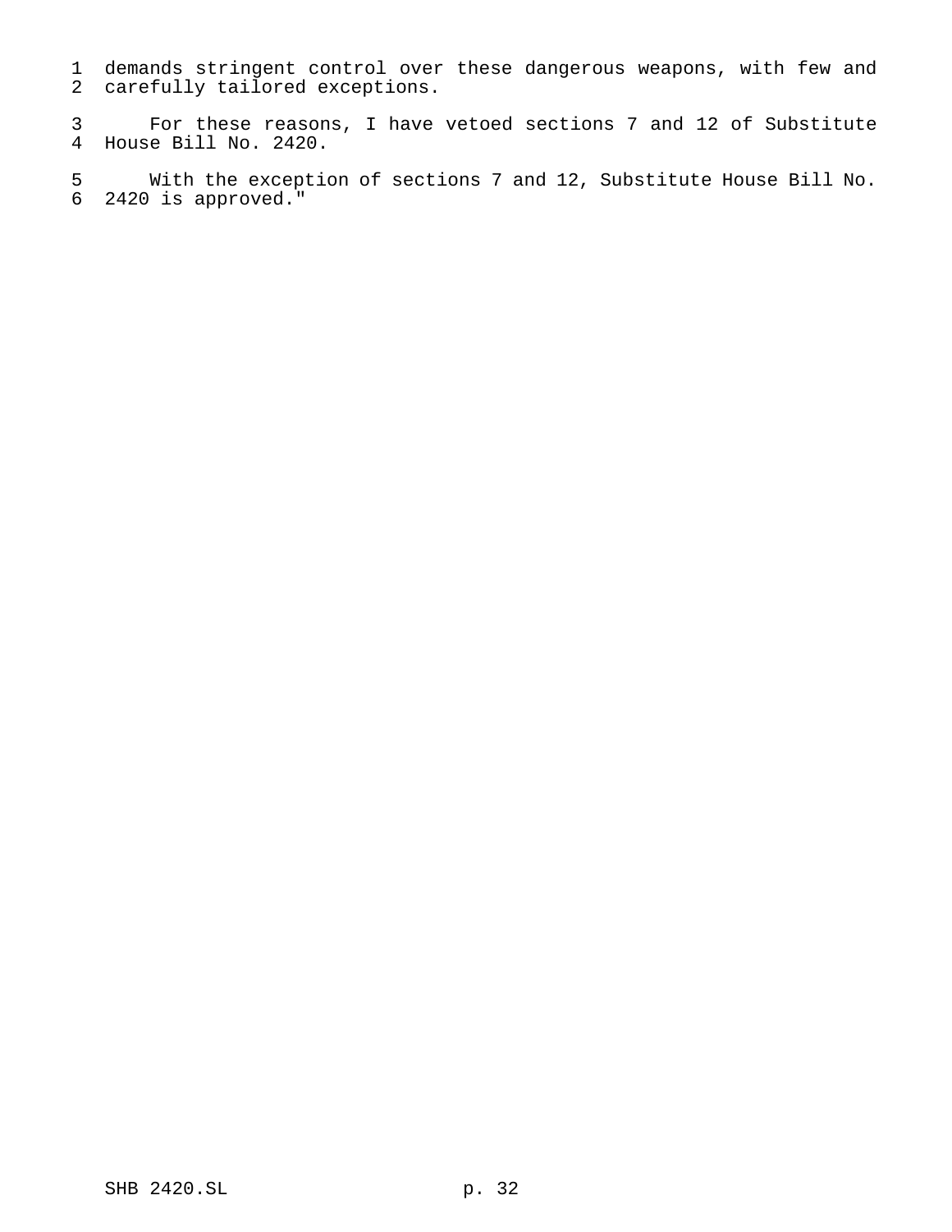demands stringent control over these dangerous weapons, with few and carefully tailored exceptions.

For these reasons, I have vetoed sections 7 and 12 of Substitute House Bill No. 2420.

With the exception of sections 7 and 12, Substitute House Bill No. 2420 is approved."